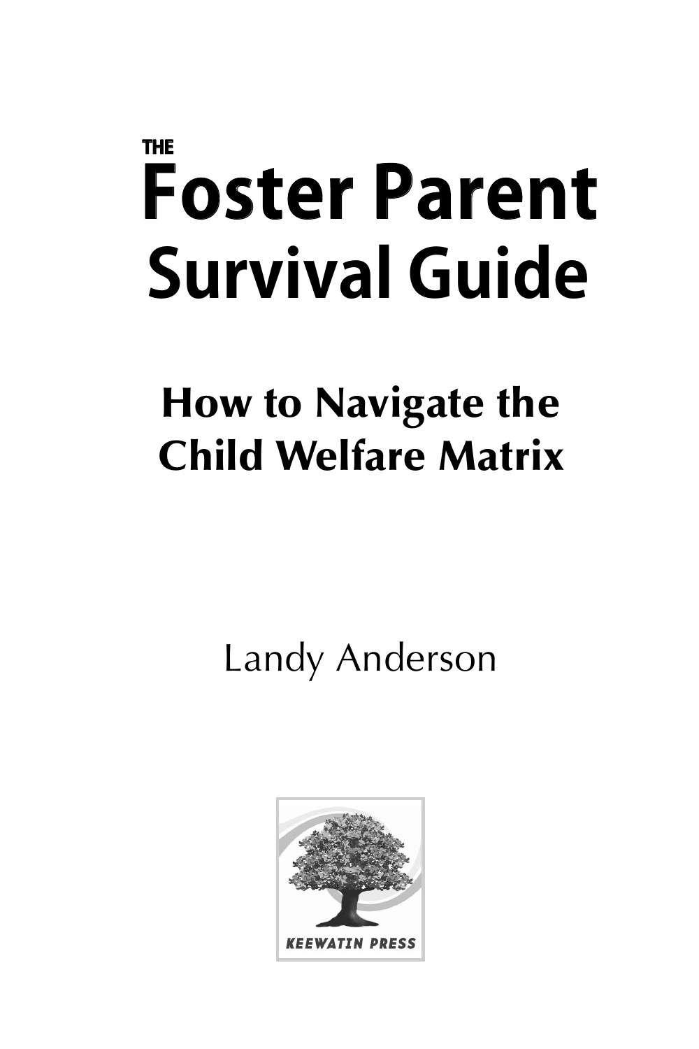# THE Foster Parent Survival Guide

## How to Navigate the Child Welfare Matrix

Landy Anderson

KEEWATIN PRESS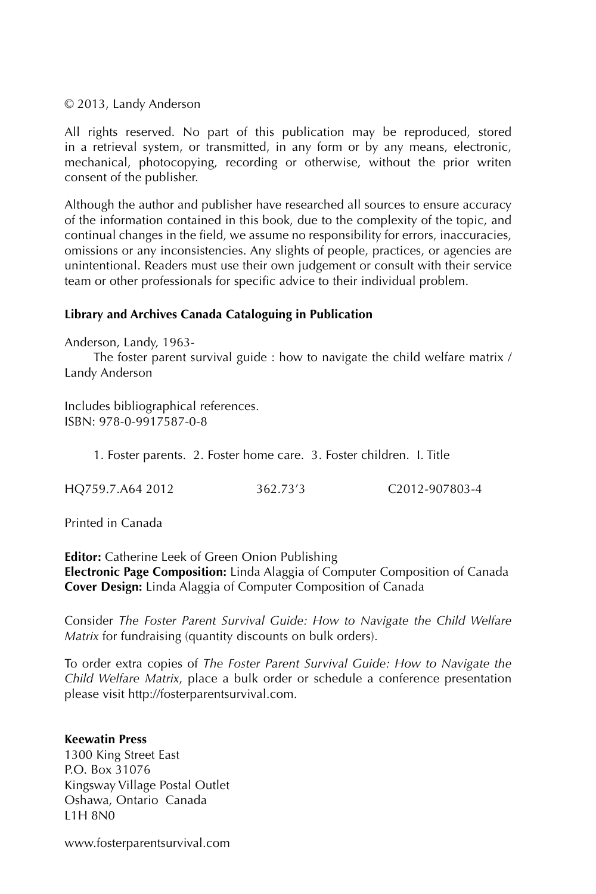© 2013, Landy Anderson

All rights reserved. No part of this publication may be reproduced, stored in a retrieval system, or transmitted, in any form or by any means, electronic, mechanical, photocopying, recording or otherwise, without the prior writen consent of the publisher.

Although the author and publisher have researched all sources to ensure accuracy of the information contained in this book, due to the complexity of the topic, and continual changes in the field, we assume no responsibility for errors, inaccuracies, omissions or any inconsistencies. Any slights of people, practices, or agencies are unintentional. Readers must use their own judgement or consult with their service team or other professionals for specific advice to their individual problem.

**Library and Archives Canada Cataloguing in Publication**

Anderson, Landy, 1963-
The foster parent survival guide : how to navigate the child welfare matrix / Landy Anderson

Includes bibliographical references.
ISBN: 978-0-9917587-0-8

1. Foster parents. 2. Foster home care. 3. Foster children. I. Title

HQ759.7.A64 2012 362.73'3 C2012-907803-4

Printed in Canada

**Editor:** Catherine Leek of Green Onion Publishing
**Electronic Page Composition:** Linda Alaggia of Computer Composition of Canada
**Cover Design:** Linda Alaggia of Computer Composition of Canada

Consider *The Foster Parent Survival Guide: How to Navigate the Child Welfare Matrix* for fundraising (quantity discounts on bulk orders).

To order extra copies of *The Foster Parent Survival Guide: How to Navigate the Child Welfare Matrix*, place a bulk order or schedule a conference presentation please visit http://fosterparentsurvival.com.

**Keewatin Press**
1300 King Street East
P.O. Box 31076
Kingsway Village Postal Outlet
Oshawa, Ontario Canada
L1H 8N0

www.fosterparentsurvival.com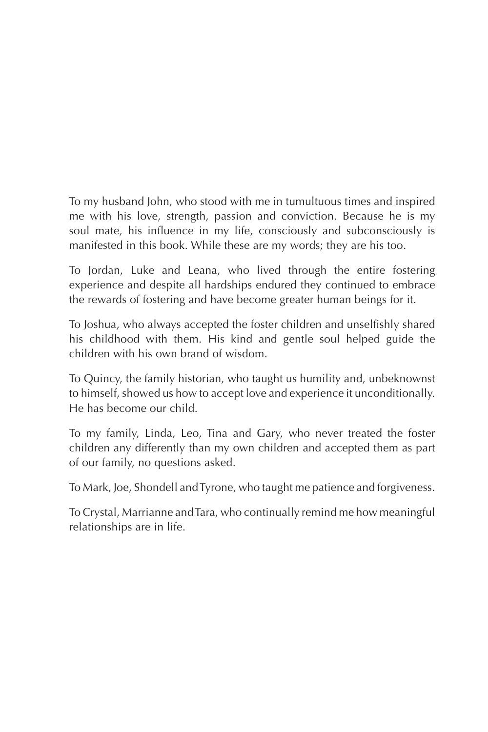To my husband John, who stood with me in tumultuous times and inspired me with his love, strength, passion and conviction. Because he is my soul mate, his influence in my life, consciously and subconsciously is manifested in this book. While these are my words; they are his too.

To Jordan, Luke and Leana, who lived through the entire fostering experience and despite all hardships endured they continued to embrace the rewards of fostering and have become greater human beings for it.

To Joshua, who always accepted the foster children and unselfishly shared his childhood with them. His kind and gentle soul helped guide the children with his own brand of wisdom.

To Quincy, the family historian, who taught us humility and, unbeknownst to himself, showed us how to accept love and experience it unconditionally. He has become our child.

To my family, Linda, Leo, Tina and Gary, who never treated the foster children any differently than my own children and accepted them as part of our family, no questions asked.

To Mark, Joe, Shondell and Tyrone, who taught me patience and forgiveness.

To Crystal, Marrianne and Tara, who continually remind me how meaningful relationships are in life.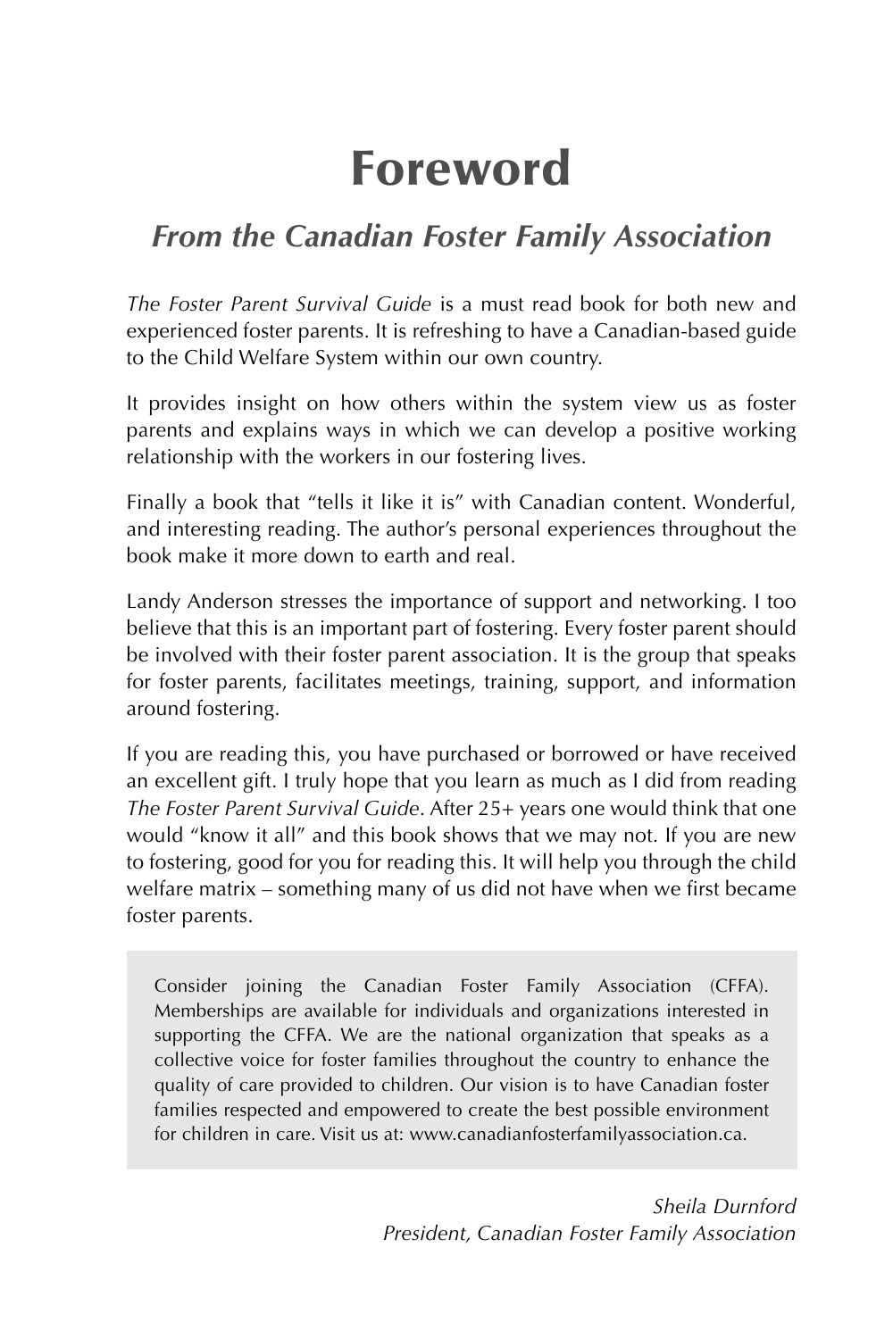# Foreword

## *From the Canadian Foster Family Association*

*The Foster Parent Survival Guide* is a must read book for both new and experienced foster parents. It is refreshing to have a Canadian-based guide to the Child Welfare System within our own country.

It provides insight on how others within the system view us as foster parents and explains ways in which we can develop a positive working relationship with the workers in our fostering lives.

Finally a book that "tells it like it is" with Canadian content. Wonderful, and interesting reading. The author's personal experiences throughout the book make it more down to earth and real.

Landy Anderson stresses the importance of support and networking. I too believe that this is an important part of fostering. Every foster parent should be involved with their foster parent association. It is the group that speaks for foster parents, facilitates meetings, training, support, and information around fostering.

If you are reading this, you have purchased or borrowed or have received an excellent gift. I truly hope that you learn as much as I did from reading *The Foster Parent Survival Guide*. After 25+ years one would think that one would "know it all" and this book shows that we may not. If you are new to fostering, good for you for reading this. It will help you through the child welfare matrix – something many of us did not have when we first became foster parents.

> Consider joining the Canadian Foster Family Association (CFFA). Memberships are available for individuals and organizations interested in supporting the CFFA. We are the national organization that speaks as a collective voice for foster families throughout the country to enhance the quality of care provided to children. Our vision is to have Canadian foster families respected and empowered to create the best possible environment for children in care. Visit us at: www.canadianfosterfamilyassociation.ca.

*Sheila Durnford*
*President, Canadian Foster Family Association*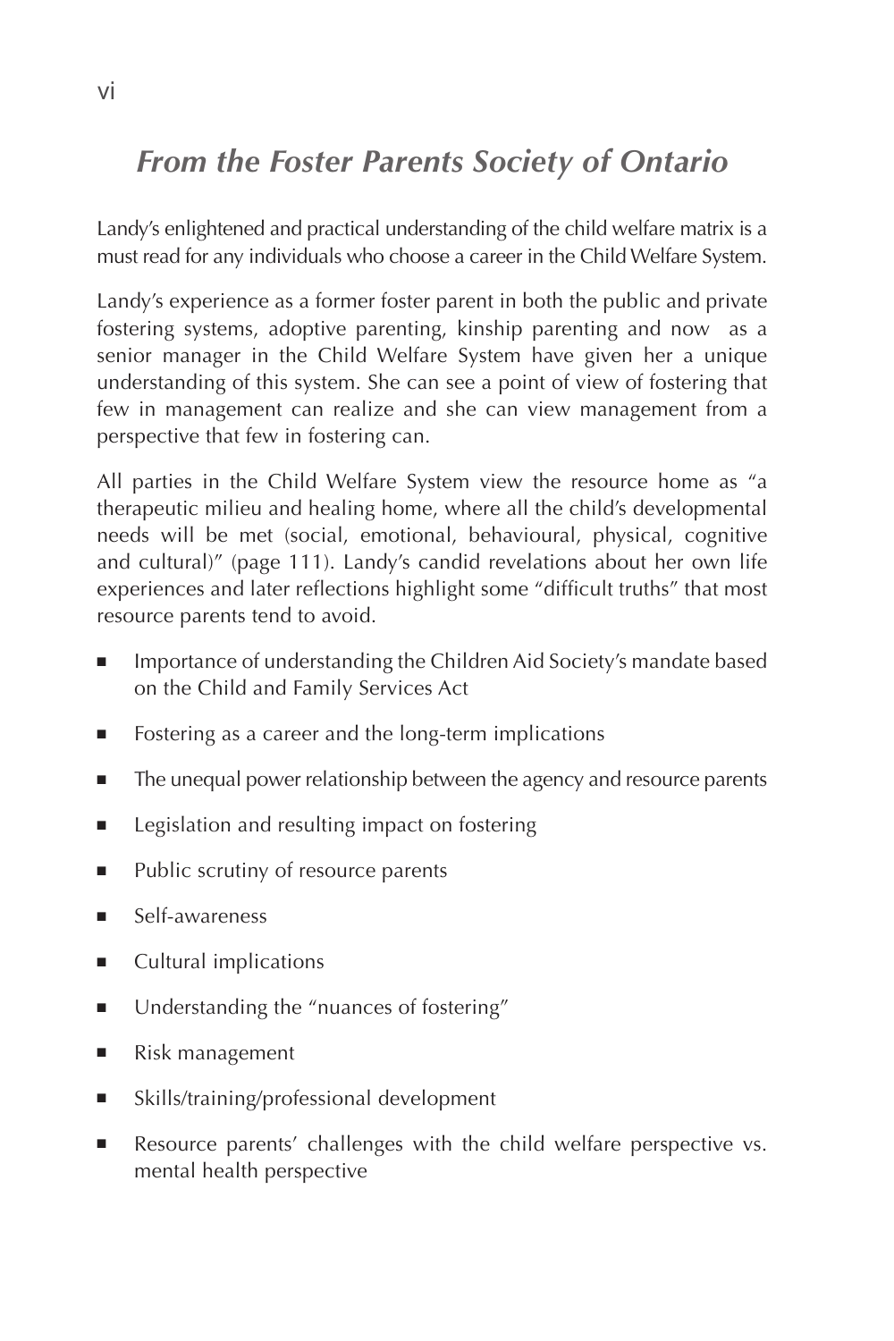## *From the Foster Parents Society of Ontario*

Landy's enlightened and practical understanding of the child welfare matrix is a must read for any individuals who choose a career in the Child Welfare System.

Landy's experience as a former foster parent in both the public and private fostering systems, adoptive parenting, kinship parenting and now as a senior manager in the Child Welfare System have given her a unique understanding of this system. She can see a point of view of fostering that few in management can realize and she can view management from a perspective that few in fostering can.

All parties in the Child Welfare System view the resource home as "a therapeutic milieu and healing home, where all the child's developmental needs will be met (social, emotional, behavioural, physical, cognitive and cultural)" (page 111). Landy's candid revelations about her own life experiences and later reflections highlight some "difficult truths" that most resource parents tend to avoid.

- Importance of understanding the Children Aid Society's mandate based on the Child and Family Services Act
- Fostering as a career and the long-term implications
- The unequal power relationship between the agency and resource parents
- Legislation and resulting impact on fostering
- Public scrutiny of resource parents
- Self-awareness
- Cultural implications
- Understanding the "nuances of fostering"
- Risk management
- Skills/training/professional development
- Resource parents' challenges with the child welfare perspective vs. mental health perspective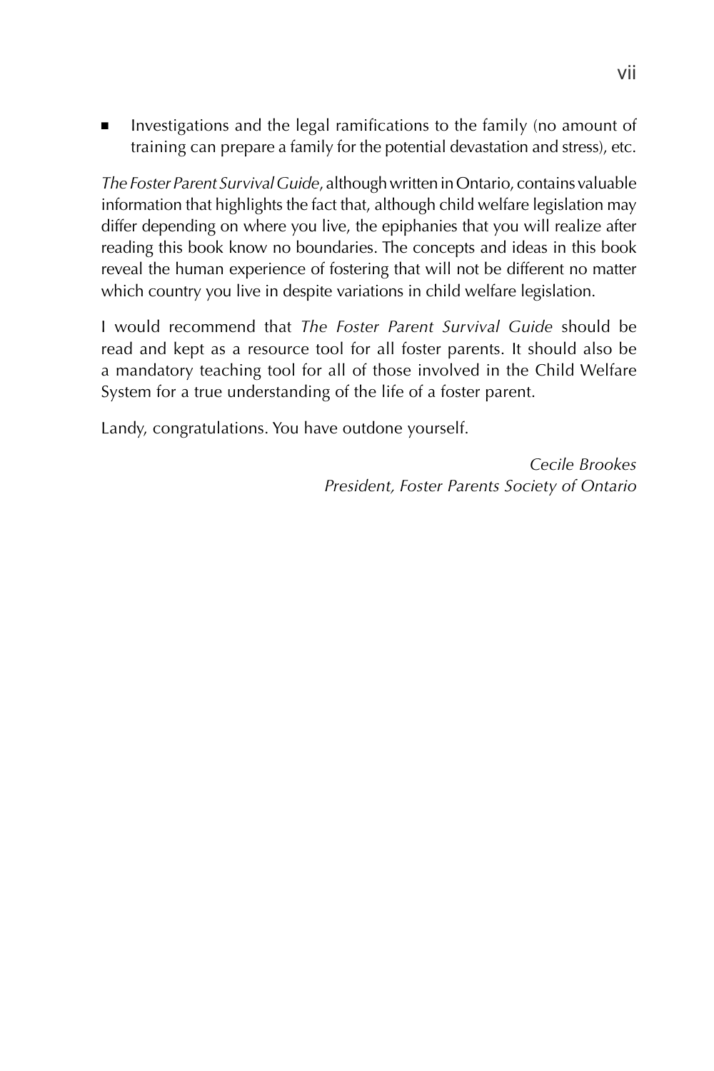- Investigations and the legal ramifications to the family (no amount of training can prepare a family for the potential devastation and stress), etc.

*The Foster Parent Survival Guide*, although written in Ontario, contains valuable information that highlights the fact that, although child welfare legislation may differ depending on where you live, the epiphanies that you will realize after reading this book know no boundaries. The concepts and ideas in this book reveal the human experience of fostering that will not be different no matter which country you live in despite variations in child welfare legislation.

I would recommend that *The Foster Parent Survival Guide* should be read and kept as a resource tool for all foster parents. It should also be a mandatory teaching tool for all of those involved in the Child Welfare System for a true understanding of the life of a foster parent.

Landy, congratulations. You have outdone yourself.

*Cecile Brookes*
*President, Foster Parents Society of Ontario*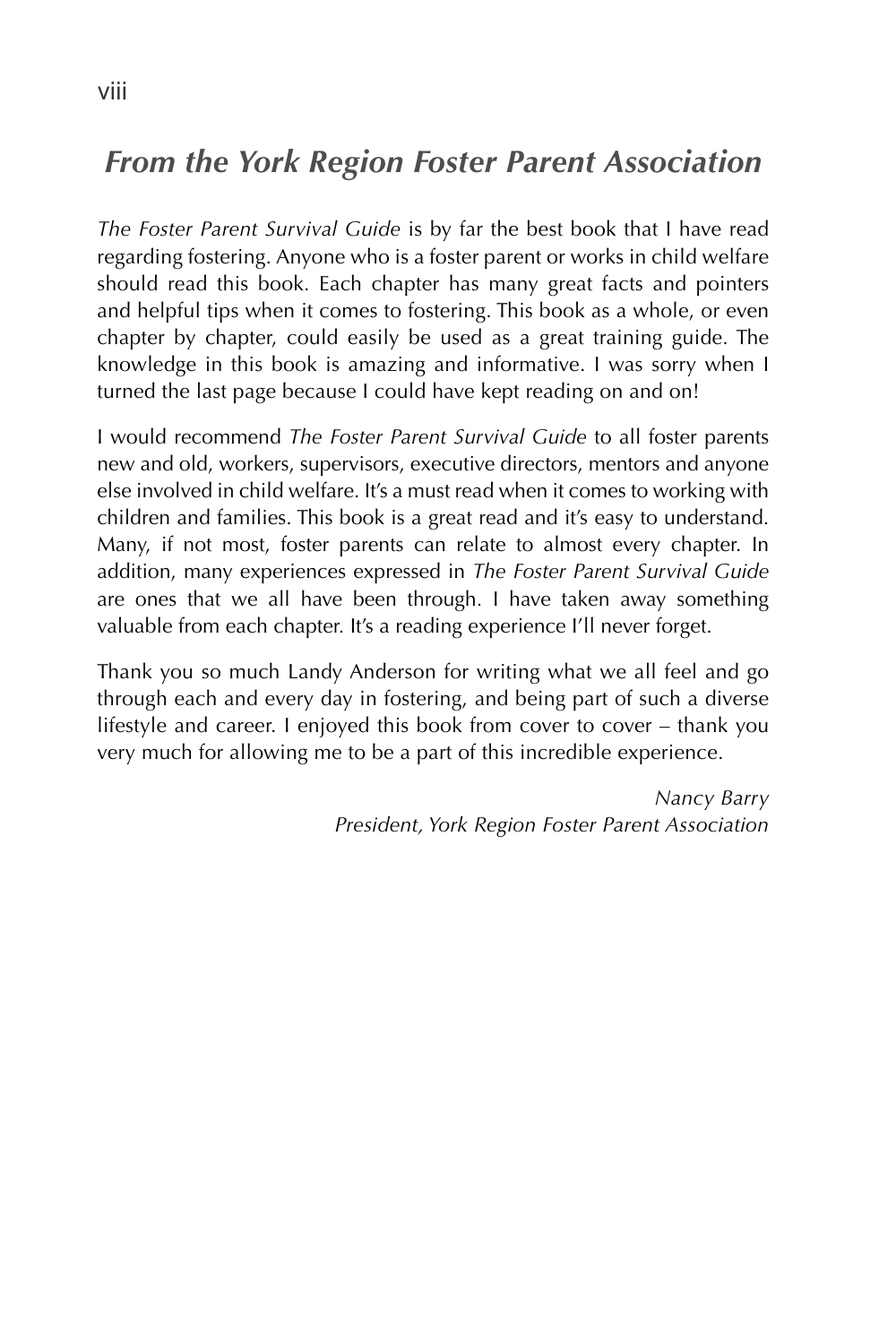## *From the York Region Foster Parent Association*

*The Foster Parent Survival Guide* is by far the best book that I have read regarding fostering. Anyone who is a foster parent or works in child welfare should read this book. Each chapter has many great facts and pointers and helpful tips when it comes to fostering. This book as a whole, or even chapter by chapter, could easily be used as a great training guide. The knowledge in this book is amazing and informative. I was sorry when I turned the last page because I could have kept reading on and on!

I would recommend *The Foster Parent Survival Guide* to all foster parents new and old, workers, supervisors, executive directors, mentors and anyone else involved in child welfare. It's a must read when it comes to working with children and families. This book is a great read and it's easy to understand. Many, if not most, foster parents can relate to almost every chapter. In addition, many experiences expressed in *The Foster Parent Survival Guide* are ones that we all have been through. I have taken away something valuable from each chapter. It's a reading experience I'll never forget.

Thank you so much Landy Anderson for writing what we all feel and go through each and every day in fostering, and being part of such a diverse lifestyle and career. I enjoyed this book from cover to cover – thank you very much for allowing me to be a part of this incredible experience.

*Nancy Barry*
*President, York Region Foster Parent Association*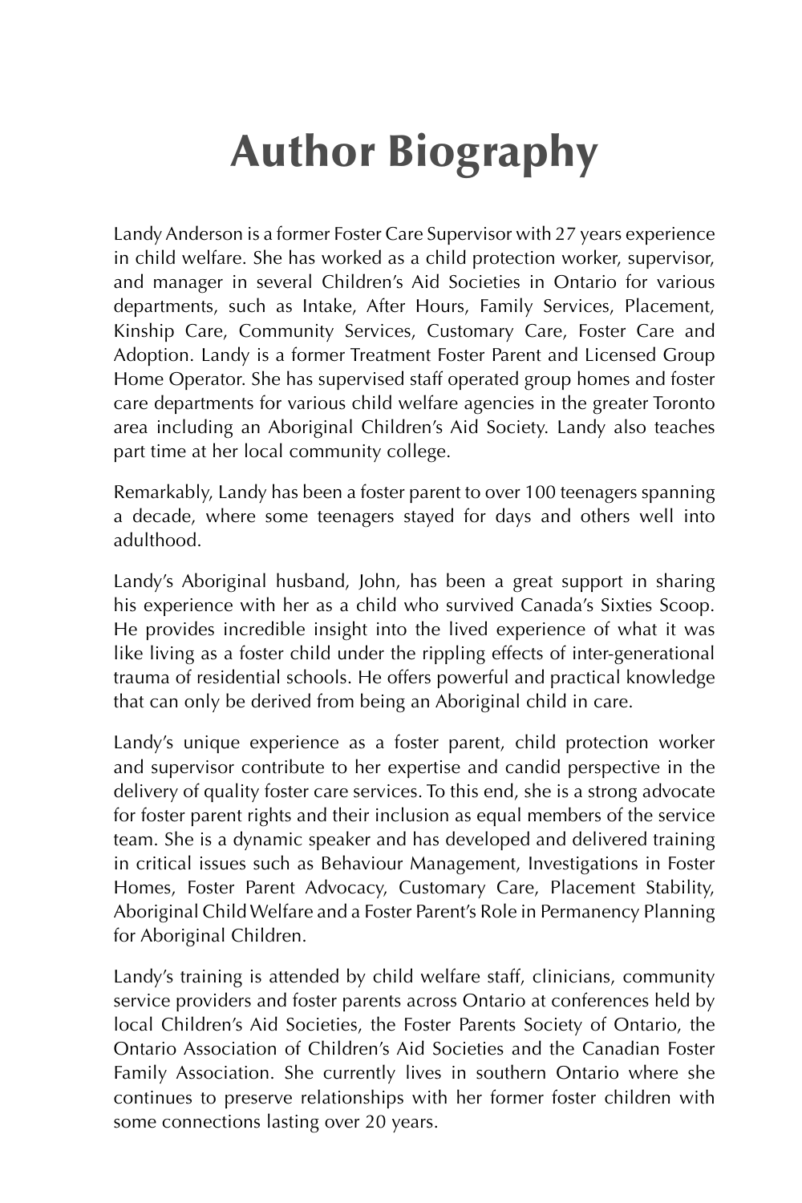# Author Biography

Landy Anderson is a former Foster Care Supervisor with 27 years experience in child welfare. She has worked as a child protection worker, supervisor, and manager in several Children's Aid Societies in Ontario for various departments, such as Intake, After Hours, Family Services, Placement, Kinship Care, Community Services, Customary Care, Foster Care and Adoption. Landy is a former Treatment Foster Parent and Licensed Group Home Operator. She has supervised staff operated group homes and foster care departments for various child welfare agencies in the greater Toronto area including an Aboriginal Children's Aid Society. Landy also teaches part time at her local community college.

Remarkably, Landy has been a foster parent to over 100 teenagers spanning a decade, where some teenagers stayed for days and others well into adulthood.

Landy's Aboriginal husband, John, has been a great support in sharing his experience with her as a child who survived Canada's Sixties Scoop. He provides incredible insight into the lived experience of what it was like living as a foster child under the rippling effects of inter-generational trauma of residential schools. He offers powerful and practical knowledge that can only be derived from being an Aboriginal child in care.

Landy's unique experience as a foster parent, child protection worker and supervisor contribute to her expertise and candid perspective in the delivery of quality foster care services. To this end, she is a strong advocate for foster parent rights and their inclusion as equal members of the service team. She is a dynamic speaker and has developed and delivered training in critical issues such as Behaviour Management, Investigations in Foster Homes, Foster Parent Advocacy, Customary Care, Placement Stability, Aboriginal Child Welfare and a Foster Parent's Role in Permanency Planning for Aboriginal Children.

Landy's training is attended by child welfare staff, clinicians, community service providers and foster parents across Ontario at conferences held by local Children's Aid Societies, the Foster Parents Society of Ontario, the Ontario Association of Children's Aid Societies and the Canadian Foster Family Association. She currently lives in southern Ontario where she continues to preserve relationships with her former foster children with some connections lasting over 20 years.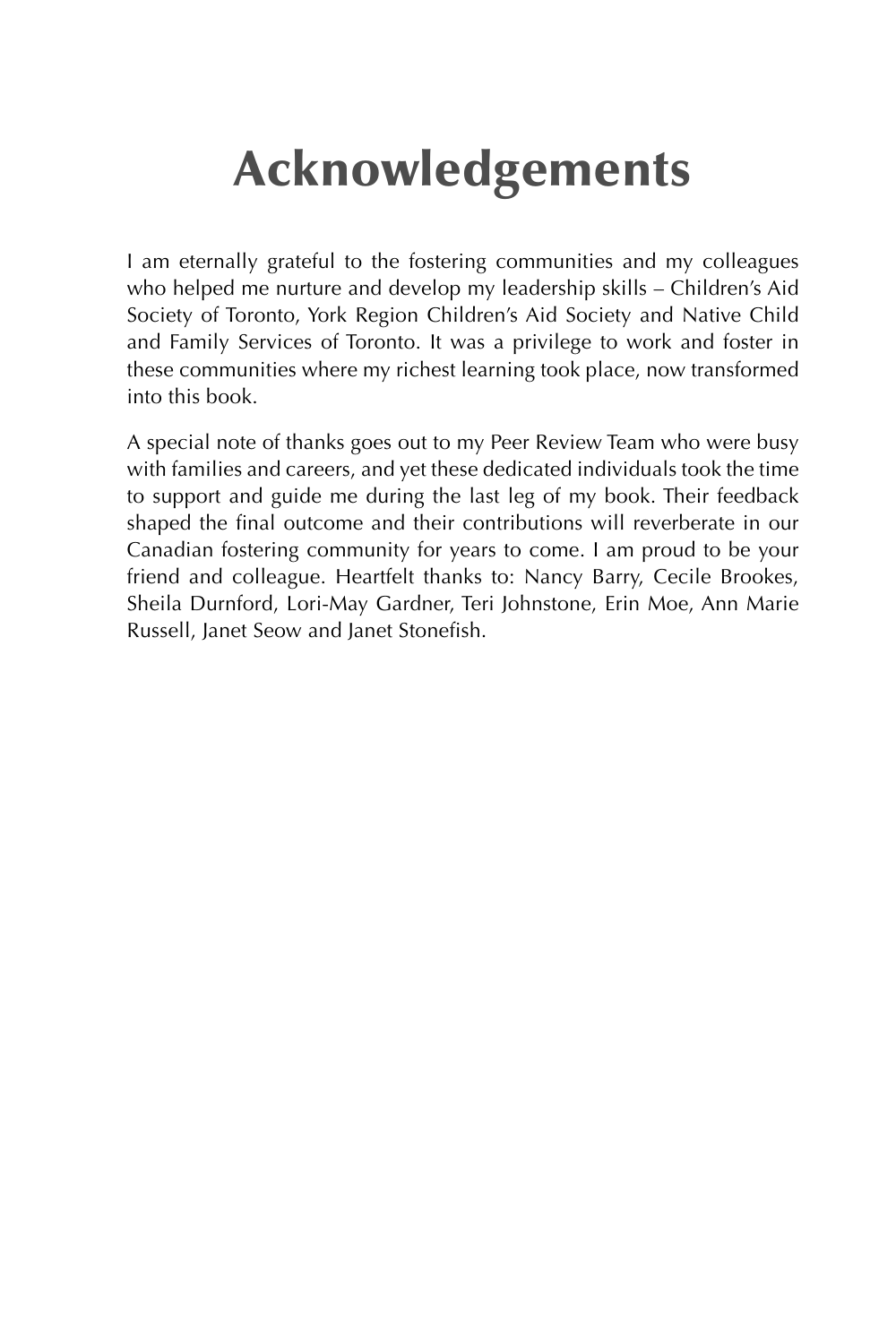# Acknowledgements

I am eternally grateful to the fostering communities and my colleagues who helped me nurture and develop my leadership skills – Children's Aid Society of Toronto, York Region Children's Aid Society and Native Child and Family Services of Toronto. It was a privilege to work and foster in these communities where my richest learning took place, now transformed into this book.

A special note of thanks goes out to my Peer Review Team who were busy with families and careers, and yet these dedicated individuals took the time to support and guide me during the last leg of my book. Their feedback shaped the final outcome and their contributions will reverberate in our Canadian fostering community for years to come. I am proud to be your friend and colleague. Heartfelt thanks to: Nancy Barry, Cecile Brookes, Sheila Durnford, Lori-May Gardner, Teri Johnstone, Erin Moe, Ann Marie Russell, Janet Seow and Janet Stonefish.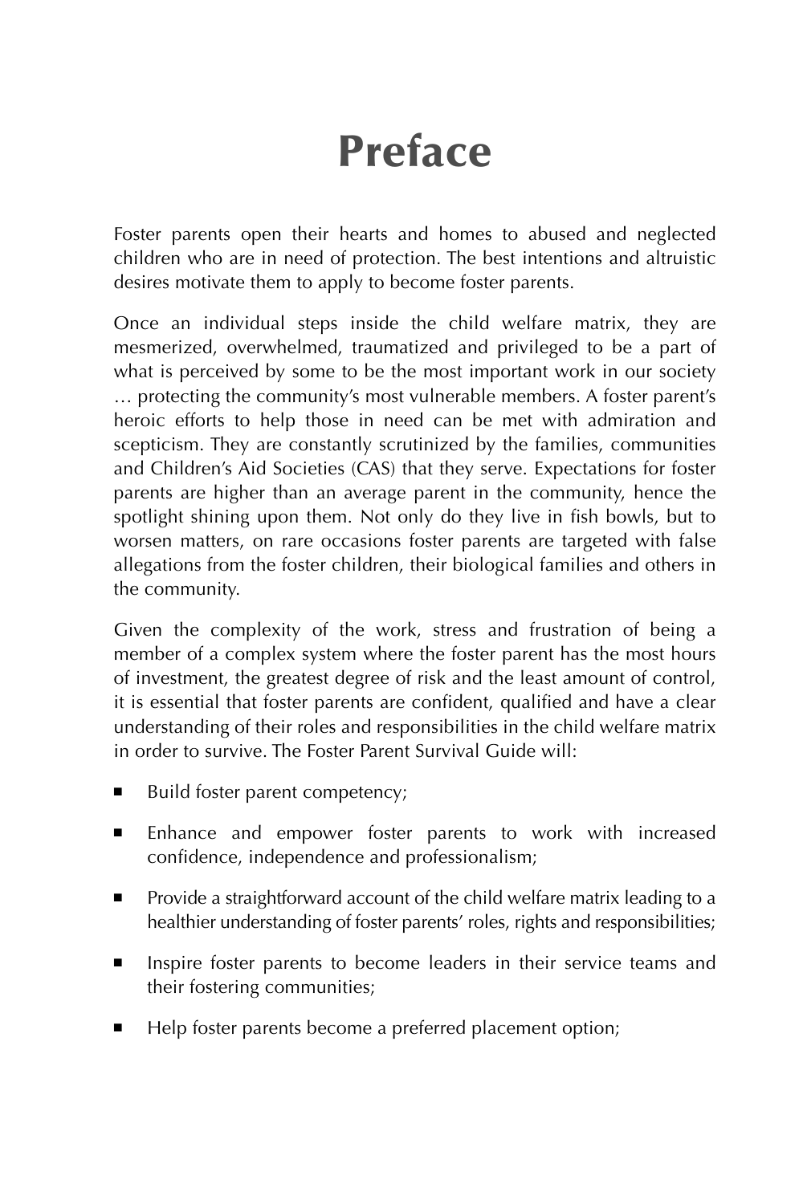# Preface

Foster parents open their hearts and homes to abused and neglected children who are in need of protection. The best intentions and altruistic desires motivate them to apply to become foster parents.

Once an individual steps inside the child welfare matrix, they are mesmerized, overwhelmed, traumatized and privileged to be a part of what is perceived by some to be the most important work in our society … protecting the community's most vulnerable members. A foster parent's heroic efforts to help those in need can be met with admiration and scepticism. They are constantly scrutinized by the families, communities and Children's Aid Societies (CAS) that they serve. Expectations for foster parents are higher than an average parent in the community, hence the spotlight shining upon them. Not only do they live in fish bowls, but to worsen matters, on rare occasions foster parents are targeted with false allegations from the foster children, their biological families and others in the community.

Given the complexity of the work, stress and frustration of being a member of a complex system where the foster parent has the most hours of investment, the greatest degree of risk and the least amount of control, it is essential that foster parents are confident, qualified and have a clear understanding of their roles and responsibilities in the child welfare matrix in order to survive. The Foster Parent Survival Guide will:

- Build foster parent competency;
- Enhance and empower foster parents to work with increased confidence, independence and professionalism;
- Provide a straightforward account of the child welfare matrix leading to a healthier understanding of foster parents' roles, rights and responsibilities;
- Inspire foster parents to become leaders in their service teams and their fostering communities;
- Help foster parents become a preferred placement option;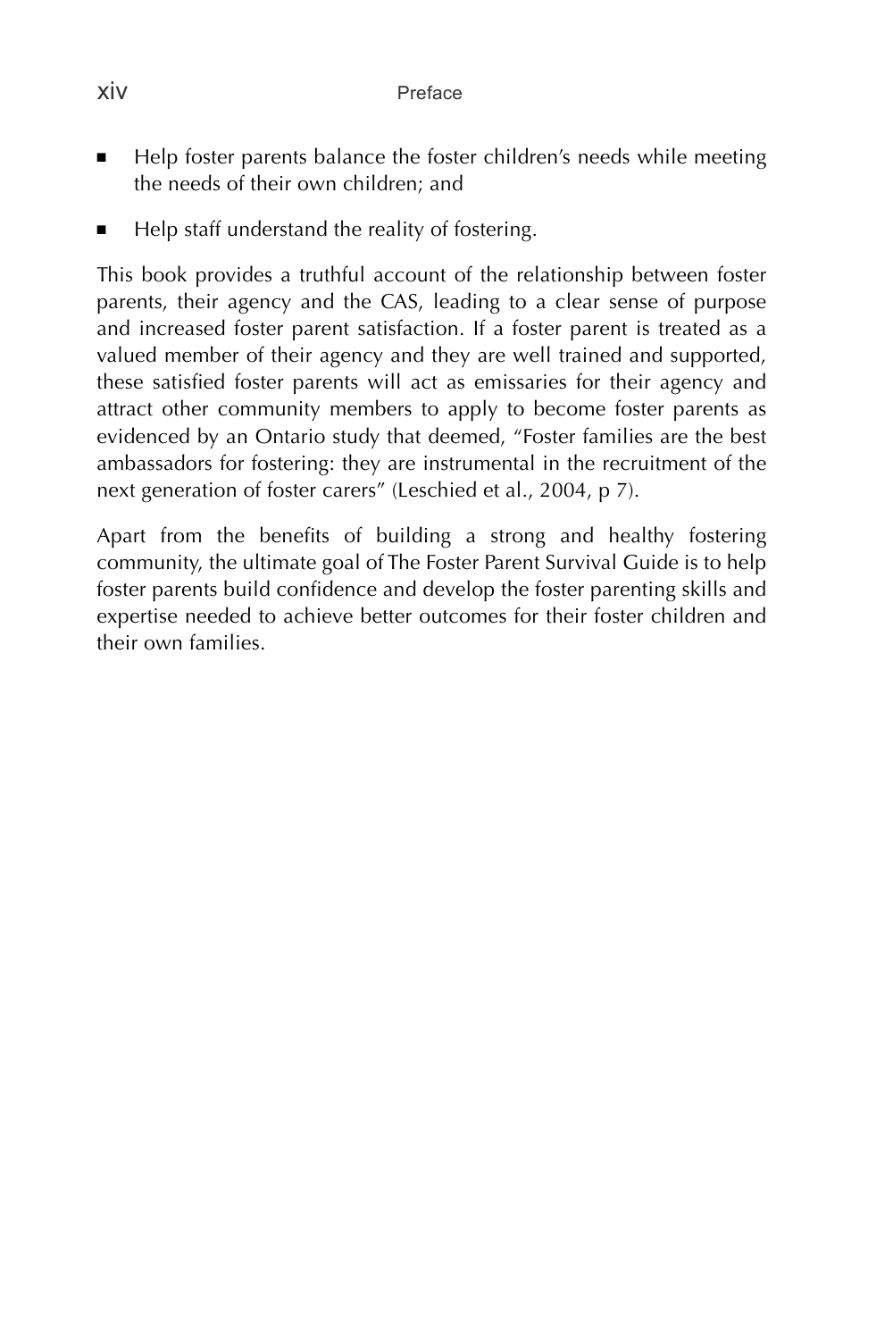- Help foster parents balance the foster children's needs while meeting the needs of their own children; and
- Help staff understand the reality of fostering.

This book provides a truthful account of the relationship between foster parents, their agency and the CAS, leading to a clear sense of purpose and increased foster parent satisfaction. If a foster parent is treated as a valued member of their agency and they are well trained and supported, these satisfied foster parents will act as emissaries for their agency and attract other community members to apply to become foster parents as evidenced by an Ontario study that deemed, "Foster families are the best ambassadors for fostering: they are instrumental in the recruitment of the next generation of foster carers" (Leschied et al., 2004, p 7).

Apart from the benefits of building a strong and healthy fostering community, the ultimate goal of The Foster Parent Survival Guide is to help foster parents build confidence and develop the foster parenting skills and expertise needed to achieve better outcomes for their foster children and their own families.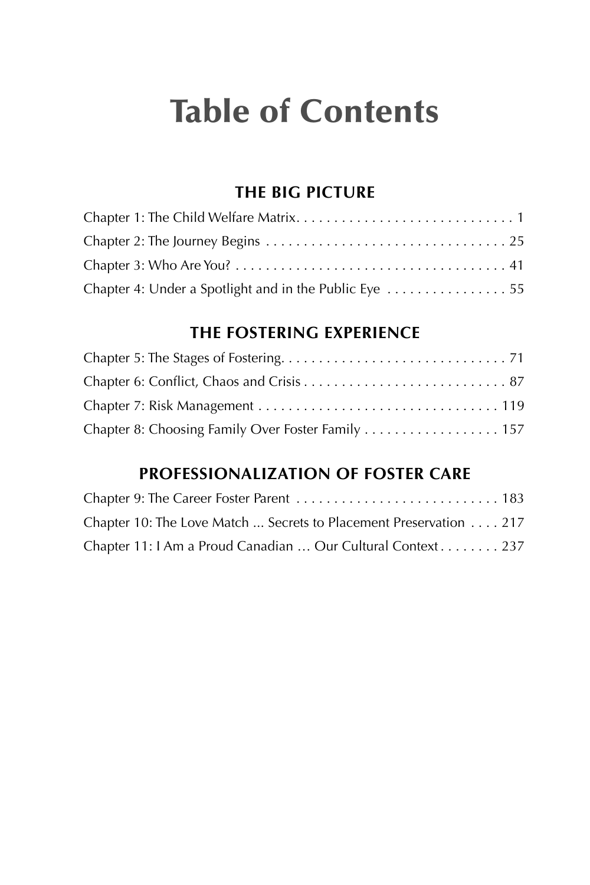# Table of Contents

## THE BIG PICTURE

Chapter 1: The Child Welfare Matrix . . . . . . . . . . . . . . . . . . . . . . . . . . . . . 1
Chapter 2: The Journey Begins . . . . . . . . . . . . . . . . . . . . . . . . . . . . . . . . 25
Chapter 3: Who Are You? . . . . . . . . . . . . . . . . . . . . . . . . . . . . . . . . . . . . 41
Chapter 4: Under a Spotlight and in the Public Eye . . . . . . . . . . . . . . . . 55

## THE FOSTERING EXPERIENCE

Chapter 5: The Stages of Fostering . . . . . . . . . . . . . . . . . . . . . . . . . . . . . . 71
Chapter 6: Conflict, Chaos and Crisis . . . . . . . . . . . . . . . . . . . . . . . . . . . 87
Chapter 7: Risk Management . . . . . . . . . . . . . . . . . . . . . . . . . . . . . . . . 119
Chapter 8: Choosing Family Over Foster Family . . . . . . . . . . . . . . . . . . 157

## PROFESSIONALIZATION OF FOSTER CARE

Chapter 9: The Career Foster Parent . . . . . . . . . . . . . . . . . . . . . . . . . . . 183
Chapter 10: The Love Match ... Secrets to Placement Preservation . . . . 217
Chapter 11: I Am a Proud Canadian … Our Cultural Context . . . . . . . . 237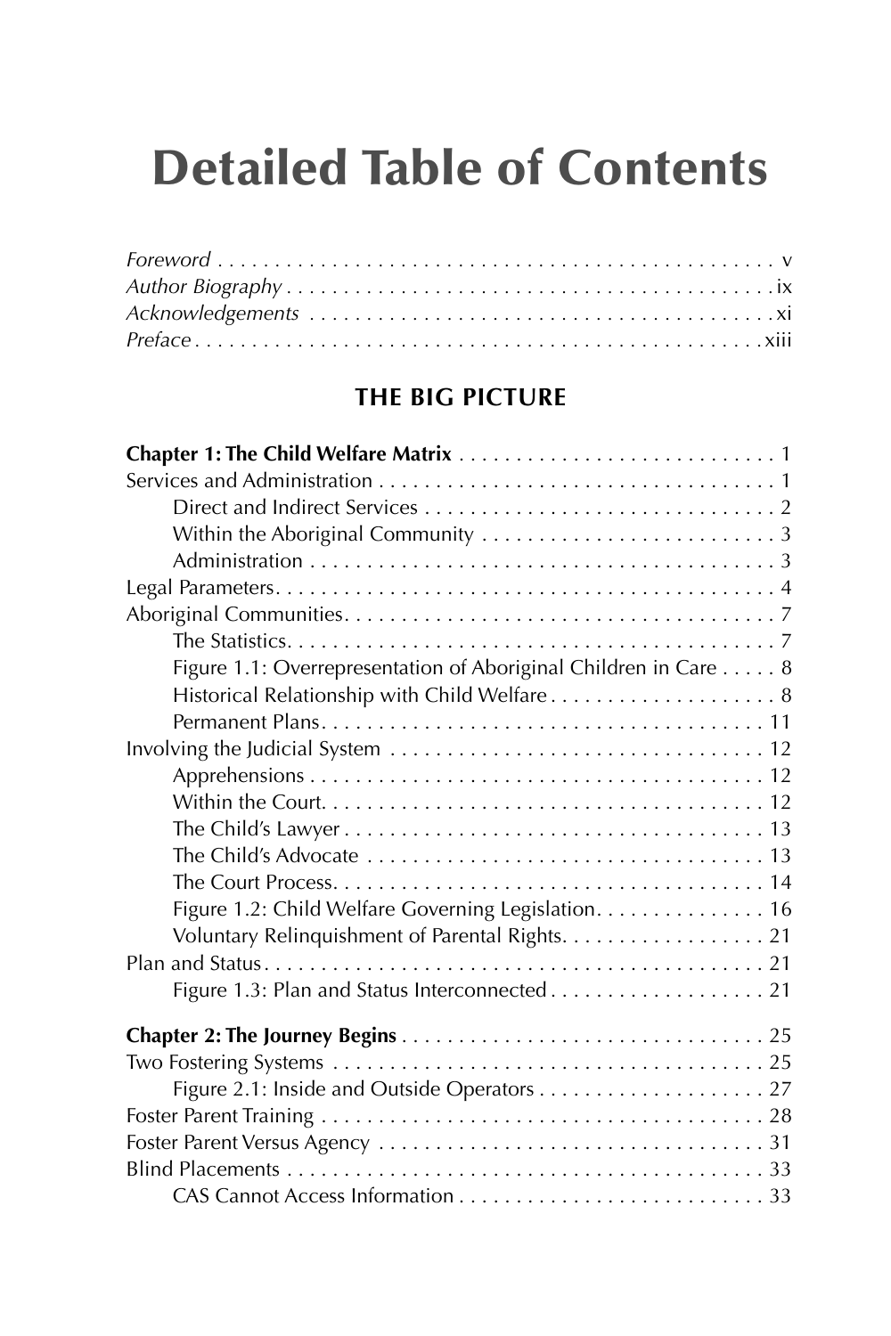# Detailed Table of Contents

*Foreword* . . . . . . . . . . . . . . . . . . . . . . . . . . . . . . . . . . . . . . . . . . . . . . . . . . v
*Author Biography* . . . . . . . . . . . . . . . . . . . . . . . . . . . . . . . . . . . . . . . . . . . ix
*Acknowledgements* . . . . . . . . . . . . . . . . . . . . . . . . . . . . . . . . . . . . . . . . . . xi
*Preface* . . . . . . . . . . . . . . . . . . . . . . . . . . . . . . . . . . . . . . . . . . . . . . . . . . xiii

## THE BIG PICTURE

**Chapter 1: The Child Welfare Matrix** . . . . . . . . . . . . . . . . . . . . . . . . . . . . 1
Services and Administration . . . . . . . . . . . . . . . . . . . . . . . . . . . . . . . . . . . . 1
 Direct and Indirect Services . . . . . . . . . . . . . . . . . . . . . . . . . . . . . . . . 2
 Within the Aboriginal Community . . . . . . . . . . . . . . . . . . . . . . . . . . . 3
 Administration . . . . . . . . . . . . . . . . . . . . . . . . . . . . . . . . . . . . . . . . . . 3
Legal Parameters . . . . . . . . . . . . . . . . . . . . . . . . . . . . . . . . . . . . . . . . . . . . . 4
Aboriginal Communities . . . . . . . . . . . . . . . . . . . . . . . . . . . . . . . . . . . . . . . 7
 The Statistics . . . . . . . . . . . . . . . . . . . . . . . . . . . . . . . . . . . . . . . . . . . 7
 Figure 1.1: Overrepresentation of Aboriginal Children in Care . . . . . 8
 Historical Relationship with Child Welfare . . . . . . . . . . . . . . . . . . . . 8
 Permanent Plans . . . . . . . . . . . . . . . . . . . . . . . . . . . . . . . . . . . . . . . . 11
Involving the Judicial System . . . . . . . . . . . . . . . . . . . . . . . . . . . . . . . . . . 12
 Apprehensions . . . . . . . . . . . . . . . . . . . . . . . . . . . . . . . . . . . . . . . . . 12
 Within the Court . . . . . . . . . . . . . . . . . . . . . . . . . . . . . . . . . . . . . . . . 12
 The Child's Lawyer . . . . . . . . . . . . . . . . . . . . . . . . . . . . . . . . . . . . . . 13
 The Child's Advocate . . . . . . . . . . . . . . . . . . . . . . . . . . . . . . . . . . . . 13
 The Court Process . . . . . . . . . . . . . . . . . . . . . . . . . . . . . . . . . . . . . . . 14
 Figure 1.2: Child Welfare Governing Legislation . . . . . . . . . . . . . . . 16
 Voluntary Relinquishment of Parental Rights . . . . . . . . . . . . . . . . . . 21
Plan and Status . . . . . . . . . . . . . . . . . . . . . . . . . . . . . . . . . . . . . . . . . . . . . 21
 Figure 1.3: Plan and Status Interconnected . . . . . . . . . . . . . . . . . . . 21

**Chapter 2: The Journey Begins** . . . . . . . . . . . . . . . . . . . . . . . . . . . . . . . . 25
Two Fostering Systems . . . . . . . . . . . . . . . . . . . . . . . . . . . . . . . . . . . . . . . 25
 Figure 2.1: Inside and Outside Operators . . . . . . . . . . . . . . . . . . . . 27
Foster Parent Training . . . . . . . . . . . . . . . . . . . . . . . . . . . . . . . . . . . . . . . . 28
Foster Parent Versus Agency . . . . . . . . . . . . . . . . . . . . . . . . . . . . . . . . . . . 31
Blind Placements . . . . . . . . . . . . . . . . . . . . . . . . . . . . . . . . . . . . . . . . . . . . 33
 CAS Cannot Access Information . . . . . . . . . . . . . . . . . . . . . . . . . . . . 33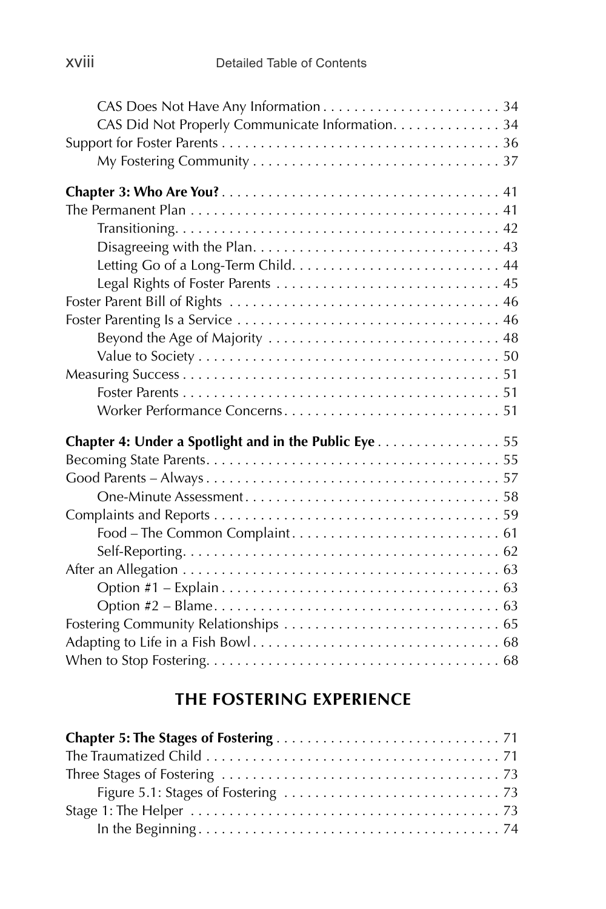CAS Does Not Have Any Information . . . . . . . . . . . . . . . . . . . . . . . 34
CAS Did Not Properly Communicate Information. . . . . . . . . . . . . 34
Support for Foster Parents . . . . . . . . . . . . . . . . . . . . . . . . . . . . . . . . . . 36
My Fostering Community . . . . . . . . . . . . . . . . . . . . . . . . . . . . . . 37

**Chapter 3: Who Are You?** . . . . . . . . . . . . . . . . . . . . . . . . . . . . . . . . . . 41
The Permanent Plan . . . . . . . . . . . . . . . . . . . . . . . . . . . . . . . . . . . . . . . 41
Transitioning. . . . . . . . . . . . . . . . . . . . . . . . . . . . . . . . . . . . . . . . . . 42
Disagreeing with the Plan. . . . . . . . . . . . . . . . . . . . . . . . . . . . . . . 43
Letting Go of a Long-Term Child. . . . . . . . . . . . . . . . . . . . . . . . . . 44
Legal Rights of Foster Parents . . . . . . . . . . . . . . . . . . . . . . . . . . . . 45
Foster Parent Bill of Rights . . . . . . . . . . . . . . . . . . . . . . . . . . . . . . . . . 46
Foster Parenting Is a Service . . . . . . . . . . . . . . . . . . . . . . . . . . . . . . . . 46
Beyond the Age of Majority . . . . . . . . . . . . . . . . . . . . . . . . . . . . . . 48
Value to Society . . . . . . . . . . . . . . . . . . . . . . . . . . . . . . . . . . . . . . . 50
Measuring Success . . . . . . . . . . . . . . . . . . . . . . . . . . . . . . . . . . . . . . . . 51
Foster Parents . . . . . . . . . . . . . . . . . . . . . . . . . . . . . . . . . . . . . . . . . 51
Worker Performance Concerns . . . . . . . . . . . . . . . . . . . . . . . . . . . 51

**Chapter 4: Under a Spotlight and in the Public Eye** . . . . . . . . . . . . . . . . 55
Becoming State Parents. . . . . . . . . . . . . . . . . . . . . . . . . . . . . . . . . . . . . 55
Good Parents – Always . . . . . . . . . . . . . . . . . . . . . . . . . . . . . . . . . . . . . 57
One-Minute Assessment . . . . . . . . . . . . . . . . . . . . . . . . . . . . . . . . 58
Complaints and Reports . . . . . . . . . . . . . . . . . . . . . . . . . . . . . . . . . . . . 59
Food – The Common Complaint . . . . . . . . . . . . . . . . . . . . . . . . . . 61
Self-Reporting. . . . . . . . . . . . . . . . . . . . . . . . . . . . . . . . . . . . . . . . . 62
After an Allegation . . . . . . . . . . . . . . . . . . . . . . . . . . . . . . . . . . . . . . . . 63
Option #1 – Explain . . . . . . . . . . . . . . . . . . . . . . . . . . . . . . . . . . . . 63
Option #2 – Blame. . . . . . . . . . . . . . . . . . . . . . . . . . . . . . . . . . . . . 63
Fostering Community Relationships . . . . . . . . . . . . . . . . . . . . . . . . . . . 65
Adapting to Life in a Fish Bowl . . . . . . . . . . . . . . . . . . . . . . . . . . . . . . . 68
When to Stop Fostering. . . . . . . . . . . . . . . . . . . . . . . . . . . . . . . . . . . . . 68

## THE FOSTERING EXPERIENCE

**Chapter 5: The Stages of Fostering** . . . . . . . . . . . . . . . . . . . . . . . . . . . . 71
The Traumatized Child . . . . . . . . . . . . . . . . . . . . . . . . . . . . . . . . . . . . . 71
Three Stages of Fostering . . . . . . . . . . . . . . . . . . . . . . . . . . . . . . . . . . . 73
Figure 5.1: Stages of Fostering . . . . . . . . . . . . . . . . . . . . . . . . . . . 73
Stage 1: The Helper . . . . . . . . . . . . . . . . . . . . . . . . . . . . . . . . . . . . . . . 73
In the Beginning . . . . . . . . . . . . . . . . . . . . . . . . . . . . . . . . . . . . . . . 74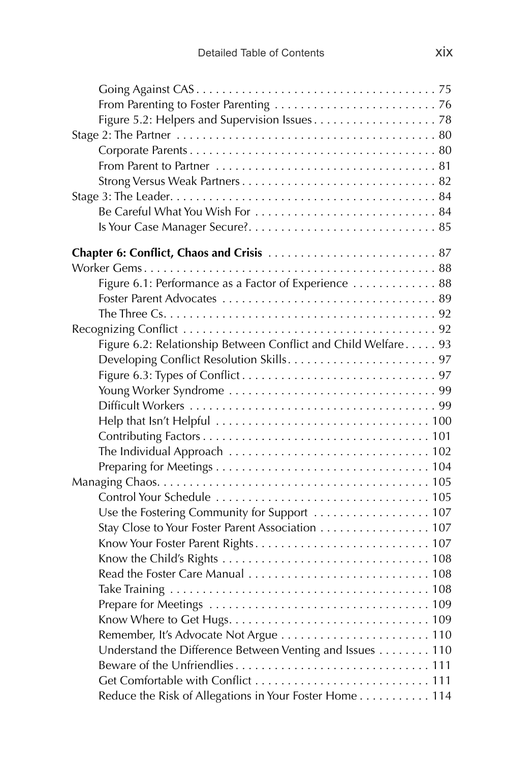- Going Against CAS . . . . . . . . . . . . . . . . . . . . . . . . . . . . . . . . . . . . . 75
- From Parenting to Foster Parenting . . . . . . . . . . . . . . . . . . . . . . . . . 76
- Figure 5.2: Helpers and Supervision Issues . . . . . . . . . . . . . . . . . . . 78

Stage 2: The Partner . . . . . . . . . . . . . . . . . . . . . . . . . . . . . . . . . . . . . . . . . 80

- Corporate Parents . . . . . . . . . . . . . . . . . . . . . . . . . . . . . . . . . . . . . . 80
- From Parent to Partner . . . . . . . . . . . . . . . . . . . . . . . . . . . . . . . . . . 81
- Strong Versus Weak Partners . . . . . . . . . . . . . . . . . . . . . . . . . . . . . . 82

Stage 3: The Leader. . . . . . . . . . . . . . . . . . . . . . . . . . . . . . . . . . . . . . . . . 84

- Be Careful What You Wish For . . . . . . . . . . . . . . . . . . . . . . . . . . . . 84
- Is Your Case Manager Secure?. . . . . . . . . . . . . . . . . . . . . . . . . . . . . 85

**Chapter 6: Conflict, Chaos and Crisis** . . . . . . . . . . . . . . . . . . . . . . . . . . 87

Worker Gems . . . . . . . . . . . . . . . . . . . . . . . . . . . . . . . . . . . . . . . . . . . . . 88

- Figure 6.1: Performance as a Factor of Experience . . . . . . . . . . . . . 88
- Foster Parent Advocates . . . . . . . . . . . . . . . . . . . . . . . . . . . . . . . . . 89
- The Three Cs. . . . . . . . . . . . . . . . . . . . . . . . . . . . . . . . . . . . . . . . . . 92

Recognizing Conflict . . . . . . . . . . . . . . . . . . . . . . . . . . . . . . . . . . . . . . . 92

- Figure 6.2: Relationship Between Conflict and Child Welfare . . . . . 93
- Developing Conflict Resolution Skills. . . . . . . . . . . . . . . . . . . . . . . 97
- Figure 6.3: Types of Conflict . . . . . . . . . . . . . . . . . . . . . . . . . . . . . . 97
- Young Worker Syndrome . . . . . . . . . . . . . . . . . . . . . . . . . . . . . . . . 99
- Difficult Workers . . . . . . . . . . . . . . . . . . . . . . . . . . . . . . . . . . . . . . 99
- Help that Isn't Helpful . . . . . . . . . . . . . . . . . . . . . . . . . . . . . . . . . 100
- Contributing Factors . . . . . . . . . . . . . . . . . . . . . . . . . . . . . . . . . . . 101
- The Individual Approach . . . . . . . . . . . . . . . . . . . . . . . . . . . . . . . 102
- Preparing for Meetings . . . . . . . . . . . . . . . . . . . . . . . . . . . . . . . . . 104

Managing Chaos. . . . . . . . . . . . . . . . . . . . . . . . . . . . . . . . . . . . . . . . . . 105

- Control Your Schedule . . . . . . . . . . . . . . . . . . . . . . . . . . . . . . . . . 105
- Use the Fostering Community for Support . . . . . . . . . . . . . . . . . . 107
- Stay Close to Your Foster Parent Association . . . . . . . . . . . . . . . . . 107
- Know Your Foster Parent Rights . . . . . . . . . . . . . . . . . . . . . . . . . . . 107
- Know the Child's Rights . . . . . . . . . . . . . . . . . . . . . . . . . . . . . . . . 108
- Read the Foster Care Manual . . . . . . . . . . . . . . . . . . . . . . . . . . . . 108
- Take Training . . . . . . . . . . . . . . . . . . . . . . . . . . . . . . . . . . . . . . . . 108
- Prepare for Meetings . . . . . . . . . . . . . . . . . . . . . . . . . . . . . . . . . . 109
- Know Where to Get Hugs. . . . . . . . . . . . . . . . . . . . . . . . . . . . . . . 109
- Remember, It's Advocate Not Argue . . . . . . . . . . . . . . . . . . . . . . . 110
- Understand the Difference Between Venting and Issues . . . . . . . . 110
- Beware of the Unfriendlies . . . . . . . . . . . . . . . . . . . . . . . . . . . . . . 111
- Get Comfortable with Conflict . . . . . . . . . . . . . . . . . . . . . . . . . . . 111
- Reduce the Risk of Allegations in Your Foster Home . . . . . . . . . . . 114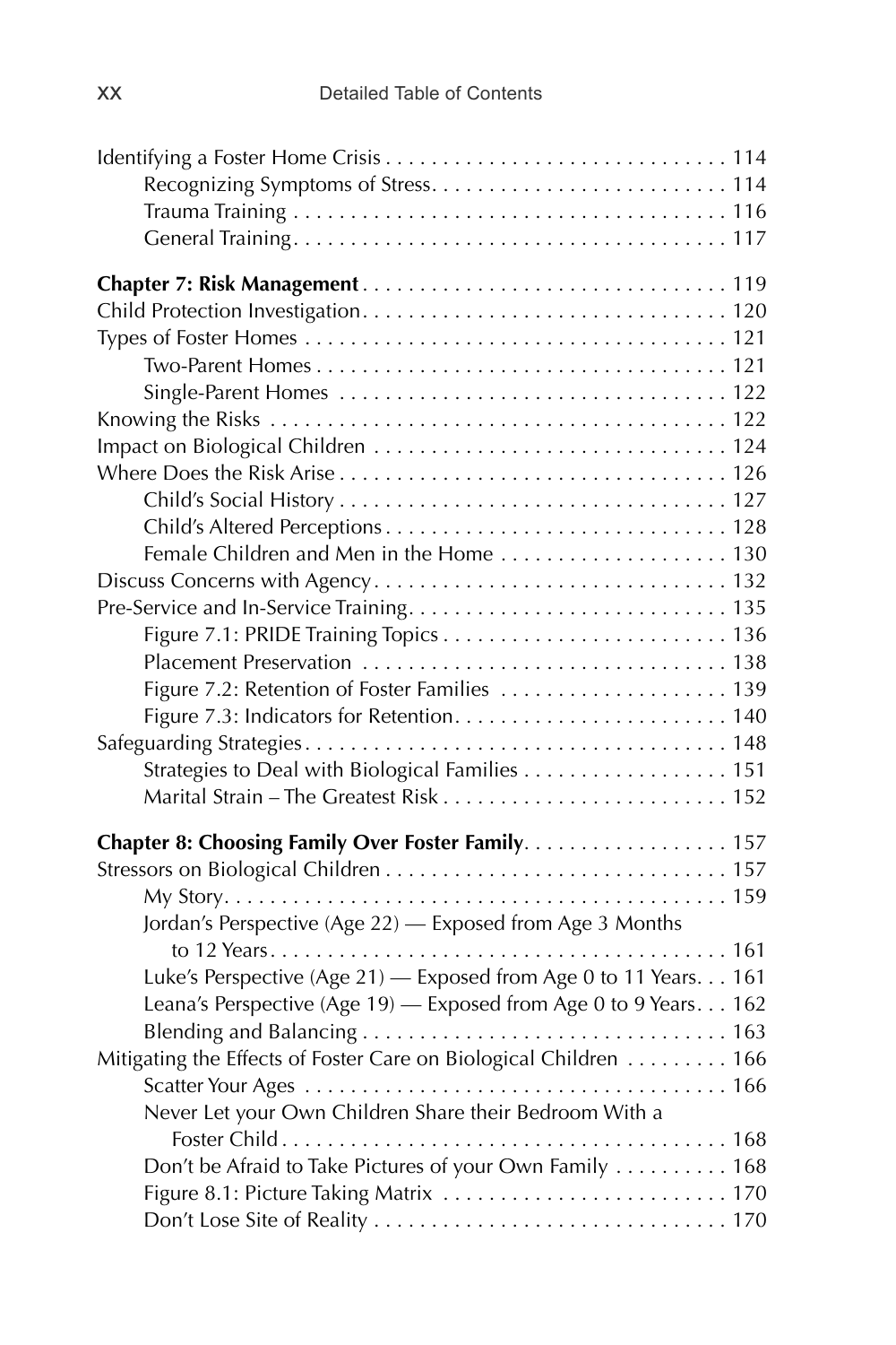Identifying a Foster Home Crisis . . . . . . . . . . . . . . . . . . . . . . . . . . . . . . 114
- Recognizing Symptoms of Stress. . . . . . . . . . . . . . . . . . . . . . . . . . 114
- Trauma Training . . . . . . . . . . . . . . . . . . . . . . . . . . . . . . . . . . . . . . 116
- General Training. . . . . . . . . . . . . . . . . . . . . . . . . . . . . . . . . . . . . . 117

**Chapter 7: Risk Management** . . . . . . . . . . . . . . . . . . . . . . . . . . . . . . . . 119

Child Protection Investigation. . . . . . . . . . . . . . . . . . . . . . . . . . . . . . . . 120

Types of Foster Homes . . . . . . . . . . . . . . . . . . . . . . . . . . . . . . . . . . . . . 121
- Two-Parent Homes . . . . . . . . . . . . . . . . . . . . . . . . . . . . . . . . . . . . 121
- Single-Parent Homes . . . . . . . . . . . . . . . . . . . . . . . . . . . . . . . . . . 122

Knowing the Risks . . . . . . . . . . . . . . . . . . . . . . . . . . . . . . . . . . . . . . . . 122

Impact on Biological Children . . . . . . . . . . . . . . . . . . . . . . . . . . . . . . . 124

Where Does the Risk Arise . . . . . . . . . . . . . . . . . . . . . . . . . . . . . . . . . . 126
- Child's Social History . . . . . . . . . . . . . . . . . . . . . . . . . . . . . . . . . . 127
- Child's Altered Perceptions . . . . . . . . . . . . . . . . . . . . . . . . . . . . . . 128
- Female Children and Men in the Home . . . . . . . . . . . . . . . . . . . . 130

Discuss Concerns with Agency . . . . . . . . . . . . . . . . . . . . . . . . . . . . . . . 132

Pre-Service and In-Service Training. . . . . . . . . . . . . . . . . . . . . . . . . . . . 135
- Figure 7.1: PRIDE Training Topics . . . . . . . . . . . . . . . . . . . . . . . . . 136
- Placement Preservation . . . . . . . . . . . . . . . . . . . . . . . . . . . . . . . . 138
- Figure 7.2: Retention of Foster Families . . . . . . . . . . . . . . . . . . . . 139
- Figure 7.3: Indicators for Retention. . . . . . . . . . . . . . . . . . . . . . . . 140

Safeguarding Strategies . . . . . . . . . . . . . . . . . . . . . . . . . . . . . . . . . . . . . 148
- Strategies to Deal with Biological Families . . . . . . . . . . . . . . . . . . 151
- Marital Strain – The Greatest Risk . . . . . . . . . . . . . . . . . . . . . . . . . 152

**Chapter 8: Choosing Family Over Foster Family**. . . . . . . . . . . . . . . . . . 157

Stressors on Biological Children . . . . . . . . . . . . . . . . . . . . . . . . . . . . . . 157
- My Story. . . . . . . . . . . . . . . . . . . . . . . . . . . . . . . . . . . . . . . . . . . . 159
- Jordan's Perspective (Age 22) — Exposed from Age 3 Months to 12 Years. . . . . . . . . . . . . . . . . . . . . . . . . . . . . . . . . . . . . . . . 161
- Luke's Perspective (Age 21) — Exposed from Age 0 to 11 Years. . . 161
- Leana's Perspective (Age 19) — Exposed from Age 0 to 9 Years. . . 162
- Blending and Balancing . . . . . . . . . . . . . . . . . . . . . . . . . . . . . . . . 163

Mitigating the Effects of Foster Care on Biological Children . . . . . . . . . 166
- Scatter Your Ages . . . . . . . . . . . . . . . . . . . . . . . . . . . . . . . . . . . . . 166
- Never Let your Own Children Share their Bedroom With a Foster Child . . . . . . . . . . . . . . . . . . . . . . . . . . . . . . . . . . . . . . . 168
- Don't be Afraid to Take Pictures of your Own Family . . . . . . . . . . 168
- Figure 8.1: Picture Taking Matrix . . . . . . . . . . . . . . . . . . . . . . . . . 170
- Don't Lose Site of Reality . . . . . . . . . . . . . . . . . . . . . . . . . . . . . . . 170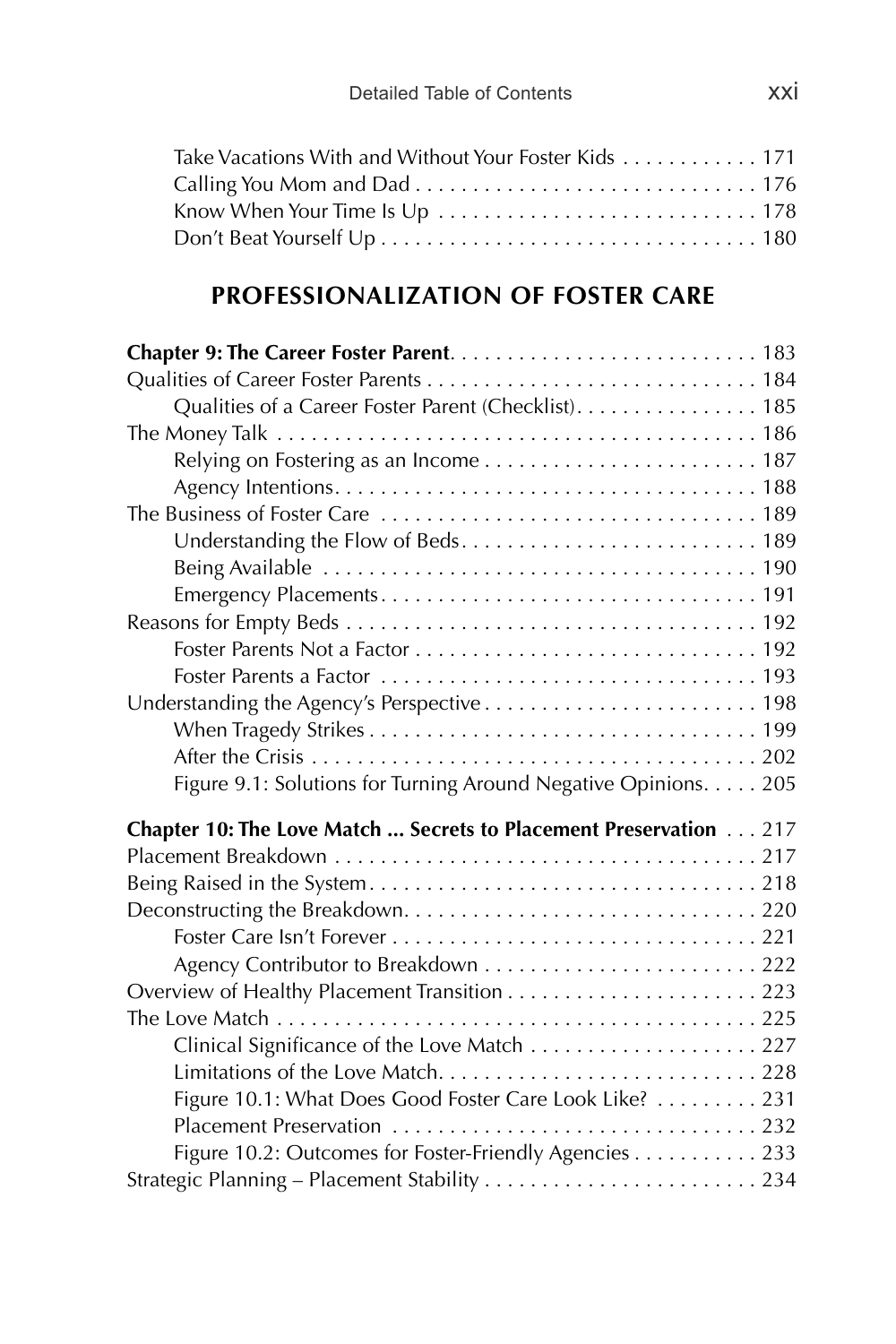Take Vacations With and Without Your Foster Kids . . . . . . . . . . . . 171
Calling You Mom and Dad . . . . . . . . . . . . . . . . . . . . . . . . . . . . . . 176
Know When Your Time Is Up . . . . . . . . . . . . . . . . . . . . . . . . . . . . 178
Don't Beat Yourself Up . . . . . . . . . . . . . . . . . . . . . . . . . . . . . . . . 180

## PROFESSIONALIZATION OF FOSTER CARE

**Chapter 9: The Career Foster Parent** . . . . . . . . . . . . . . . . . . . . . . . . . . . 183
Qualities of Career Foster Parents . . . . . . . . . . . . . . . . . . . . . . . . . . . . . 184
 Qualities of a Career Foster Parent (Checklist) . . . . . . . . . . . . . . . . 185
The Money Talk . . . . . . . . . . . . . . . . . . . . . . . . . . . . . . . . . . . . . . . . . . 186
 Relying on Fostering as an Income . . . . . . . . . . . . . . . . . . . . . . . . 187
 Agency Intentions . . . . . . . . . . . . . . . . . . . . . . . . . . . . . . . . . . . . . 188
The Business of Foster Care . . . . . . . . . . . . . . . . . . . . . . . . . . . . . . . . . 189
 Understanding the Flow of Beds . . . . . . . . . . . . . . . . . . . . . . . . . . 189
 Being Available . . . . . . . . . . . . . . . . . . . . . . . . . . . . . . . . . . . . . . 190
 Emergency Placements . . . . . . . . . . . . . . . . . . . . . . . . . . . . . . . . . 191
Reasons for Empty Beds . . . . . . . . . . . . . . . . . . . . . . . . . . . . . . . . . . . . 192
 Foster Parents Not a Factor . . . . . . . . . . . . . . . . . . . . . . . . . . . . . . 192
 Foster Parents a Factor . . . . . . . . . . . . . . . . . . . . . . . . . . . . . . . . . 193
Understanding the Agency's Perspective . . . . . . . . . . . . . . . . . . . . . . . . 198
 When Tragedy Strikes . . . . . . . . . . . . . . . . . . . . . . . . . . . . . . . . . . 199
 After the Crisis . . . . . . . . . . . . . . . . . . . . . . . . . . . . . . . . . . . . . . . 202
 Figure 9.1: Solutions for Turning Around Negative Opinions . . . . . 205

**Chapter 10: The Love Match ... Secrets to Placement Preservation** . . . 217
Placement Breakdown . . . . . . . . . . . . . . . . . . . . . . . . . . . . . . . . . . . . . 217
Being Raised in the System . . . . . . . . . . . . . . . . . . . . . . . . . . . . . . . . . . 218
Deconstructing the Breakdown . . . . . . . . . . . . . . . . . . . . . . . . . . . . . . . 220
 Foster Care Isn't Forever . . . . . . . . . . . . . . . . . . . . . . . . . . . . . . . . 221
 Agency Contributor to Breakdown . . . . . . . . . . . . . . . . . . . . . . . . . 222
Overview of Healthy Placement Transition . . . . . . . . . . . . . . . . . . . . . . 223
The Love Match . . . . . . . . . . . . . . . . . . . . . . . . . . . . . . . . . . . . . . . . . . 225
 Clinical Significance of the Love Match . . . . . . . . . . . . . . . . . . . . 227
 Limitations of the Love Match . . . . . . . . . . . . . . . . . . . . . . . . . . . . 228
 Figure 10.1: What Does Good Foster Care Look Like? . . . . . . . . . 231
 Placement Preservation . . . . . . . . . . . . . . . . . . . . . . . . . . . . . . . . 232
 Figure 10.2: Outcomes for Foster-Friendly Agencies . . . . . . . . . . . 233
Strategic Planning – Placement Stability . . . . . . . . . . . . . . . . . . . . . . . . 234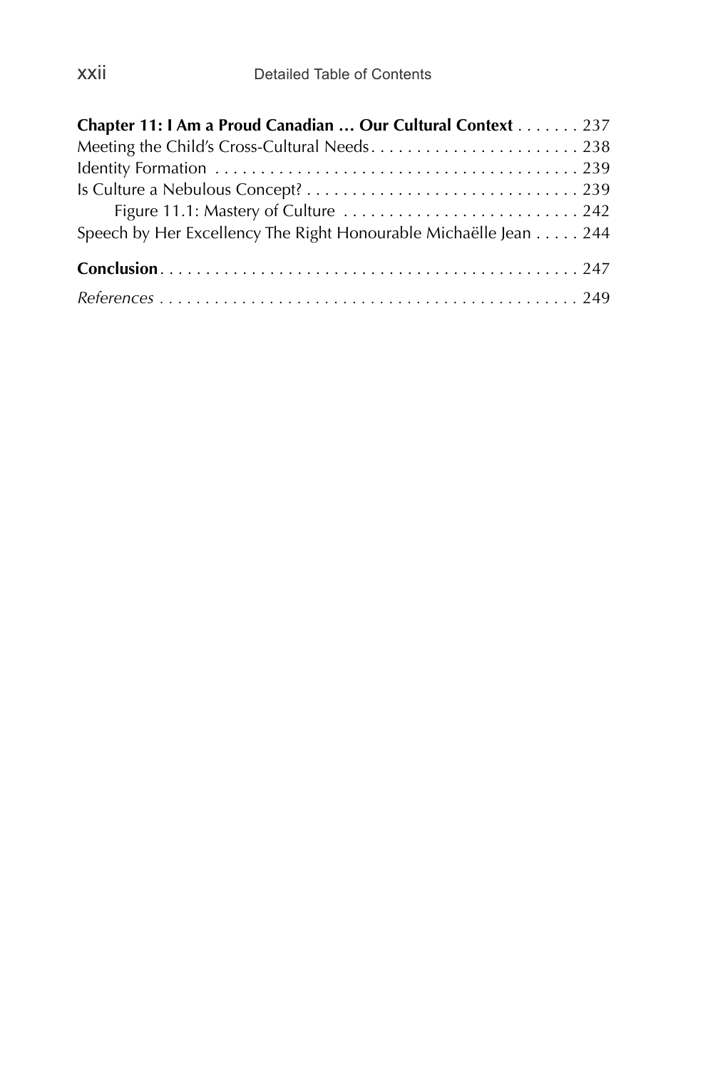**Chapter 11: I Am a Proud Canadian … Our Cultural Context** . . . . . . . 237

Meeting the Child's Cross-Cultural Needs . . . . . . . . . . . . . . . . . . . . . . . 238

Identity Formation . . . . . . . . . . . . . . . . . . . . . . . . . . . . . . . . . . . . . . . . 239

Is Culture a Nebulous Concept? . . . . . . . . . . . . . . . . . . . . . . . . . . . . . . 239

  Figure 11.1: Mastery of Culture . . . . . . . . . . . . . . . . . . . . . . . . . . 242

Speech by Her Excellency The Right Honourable Michaëlle Jean . . . . . 244

**Conclusion** . . . . . . . . . . . . . . . . . . . . . . . . . . . . . . . . . . . . . . . . . . . . . 247

*References* . . . . . . . . . . . . . . . . . . . . . . . . . . . . . . . . . . . . . . . . . . . . . . 249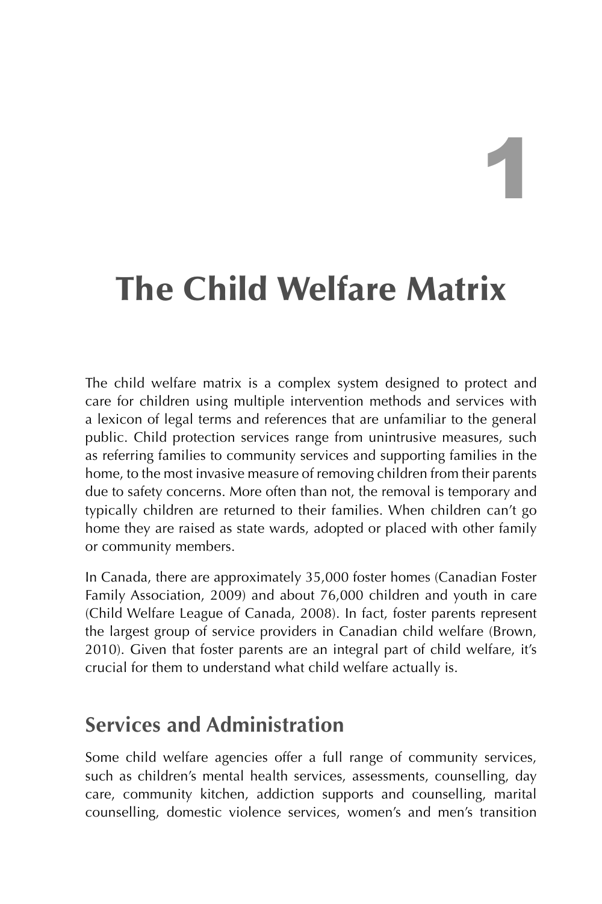# 1

# The Child Welfare Matrix

The child welfare matrix is a complex system designed to protect and care for children using multiple intervention methods and services with a lexicon of legal terms and references that are unfamiliar to the general public. Child protection services range from unintrusive measures, such as referring families to community services and supporting families in the home, to the most invasive measure of removing children from their parents due to safety concerns. More often than not, the removal is temporary and typically children are returned to their families. When children can't go home they are raised as state wards, adopted or placed with other family or community members.

In Canada, there are approximately 35,000 foster homes (Canadian Foster Family Association, 2009) and about 76,000 children and youth in care (Child Welfare League of Canada, 2008). In fact, foster parents represent the largest group of service providers in Canadian child welfare (Brown, 2010). Given that foster parents are an integral part of child welfare, it's crucial for them to understand what child welfare actually is.

## Services and Administration

Some child welfare agencies offer a full range of community services, such as children's mental health services, assessments, counselling, day care, community kitchen, addiction supports and counselling, marital counselling, domestic violence services, women's and men's transition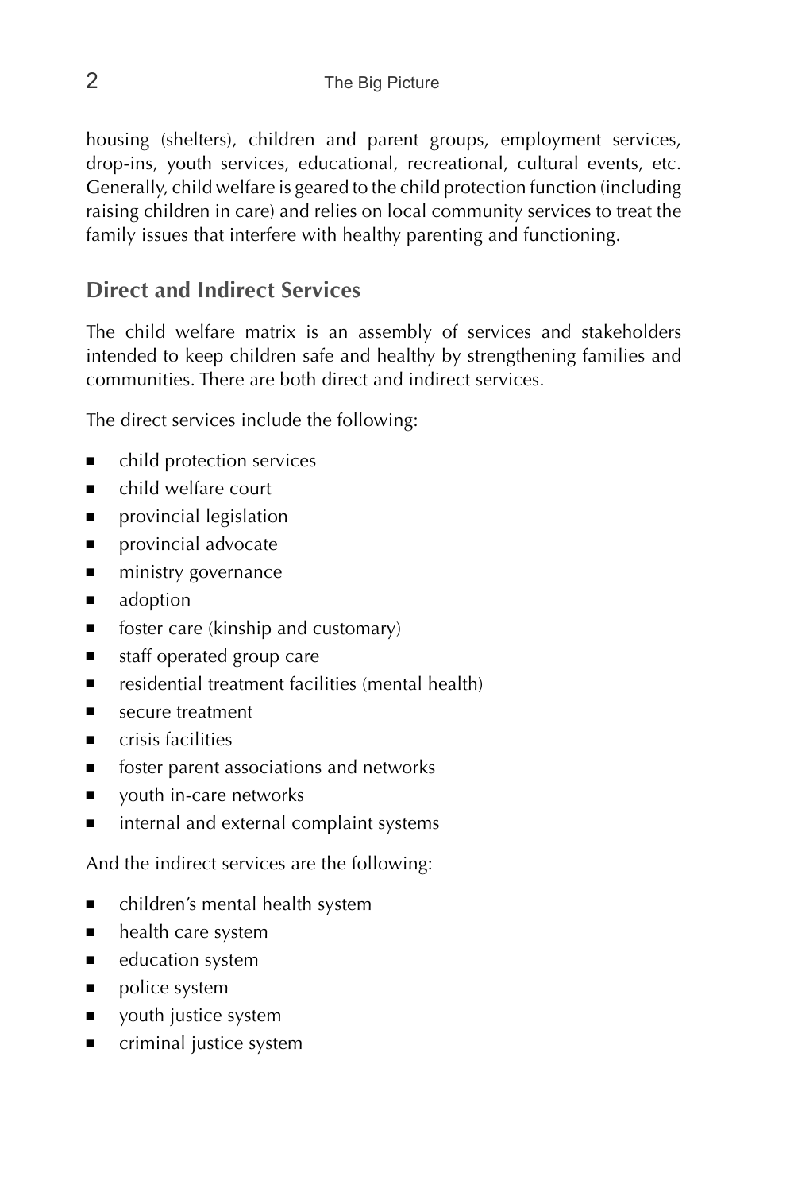housing (shelters), children and parent groups, employment services, drop-ins, youth services, educational, recreational, cultural events, etc. Generally, child welfare is geared to the child protection function (including raising children in care) and relies on local community services to treat the family issues that interfere with healthy parenting and functioning.

## Direct and Indirect Services

The child welfare matrix is an assembly of services and stakeholders intended to keep children safe and healthy by strengthening families and communities. There are both direct and indirect services.

The direct services include the following:

- child protection services
- child welfare court
- provincial legislation
- provincial advocate
- ministry governance
- adoption
- foster care (kinship and customary)
- staff operated group care
- residential treatment facilities (mental health)
- secure treatment
- crisis facilities
- foster parent associations and networks
- youth in-care networks
- internal and external complaint systems

And the indirect services are the following:

- children's mental health system
- health care system
- education system
- police system
- youth justice system
- criminal justice system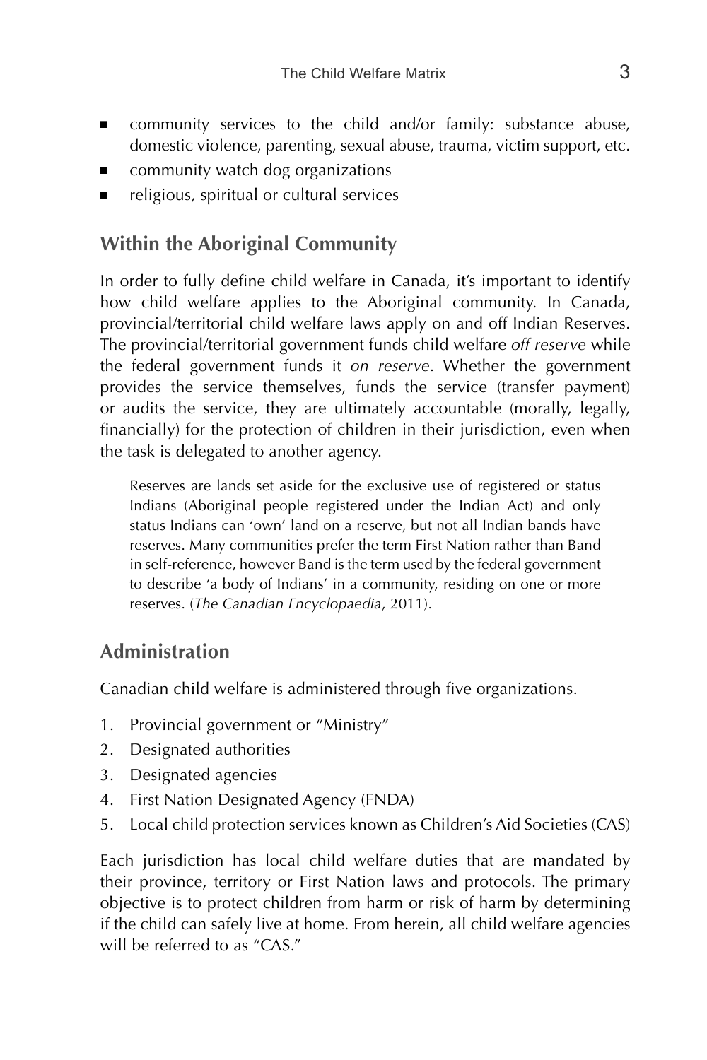- community services to the child and/or family: substance abuse, domestic violence, parenting, sexual abuse, trauma, victim support, etc.
- community watch dog organizations
- religious, spiritual or cultural services

## Within the Aboriginal Community

In order to fully define child welfare in Canada, it's important to identify how child welfare applies to the Aboriginal community. In Canada, provincial/territorial child welfare laws apply on and off Indian Reserves. The provincial/territorial government funds child welfare *off reserve* while the federal government funds it *on reserve*. Whether the government provides the service themselves, funds the service (transfer payment) or audits the service, they are ultimately accountable (morally, legally, financially) for the protection of children in their jurisdiction, even when the task is delegated to another agency.

> Reserves are lands set aside for the exclusive use of registered or status Indians (Aboriginal people registered under the Indian Act) and only status Indians can 'own' land on a reserve, but not all Indian bands have reserves. Many communities prefer the term First Nation rather than Band in self-reference, however Band is the term used by the federal government to describe 'a body of Indians' in a community, residing on one or more reserves. (*The Canadian Encyclopaedia*, 2011).

## Administration

Canadian child welfare is administered through five organizations.

1. Provincial government or "Ministry"
2. Designated authorities
3. Designated agencies
4. First Nation Designated Agency (FNDA)
5. Local child protection services known as Children's Aid Societies (CAS)

Each jurisdiction has local child welfare duties that are mandated by their province, territory or First Nation laws and protocols. The primary objective is to protect children from harm or risk of harm by determining if the child can safely live at home. From herein, all child welfare agencies will be referred to as "CAS."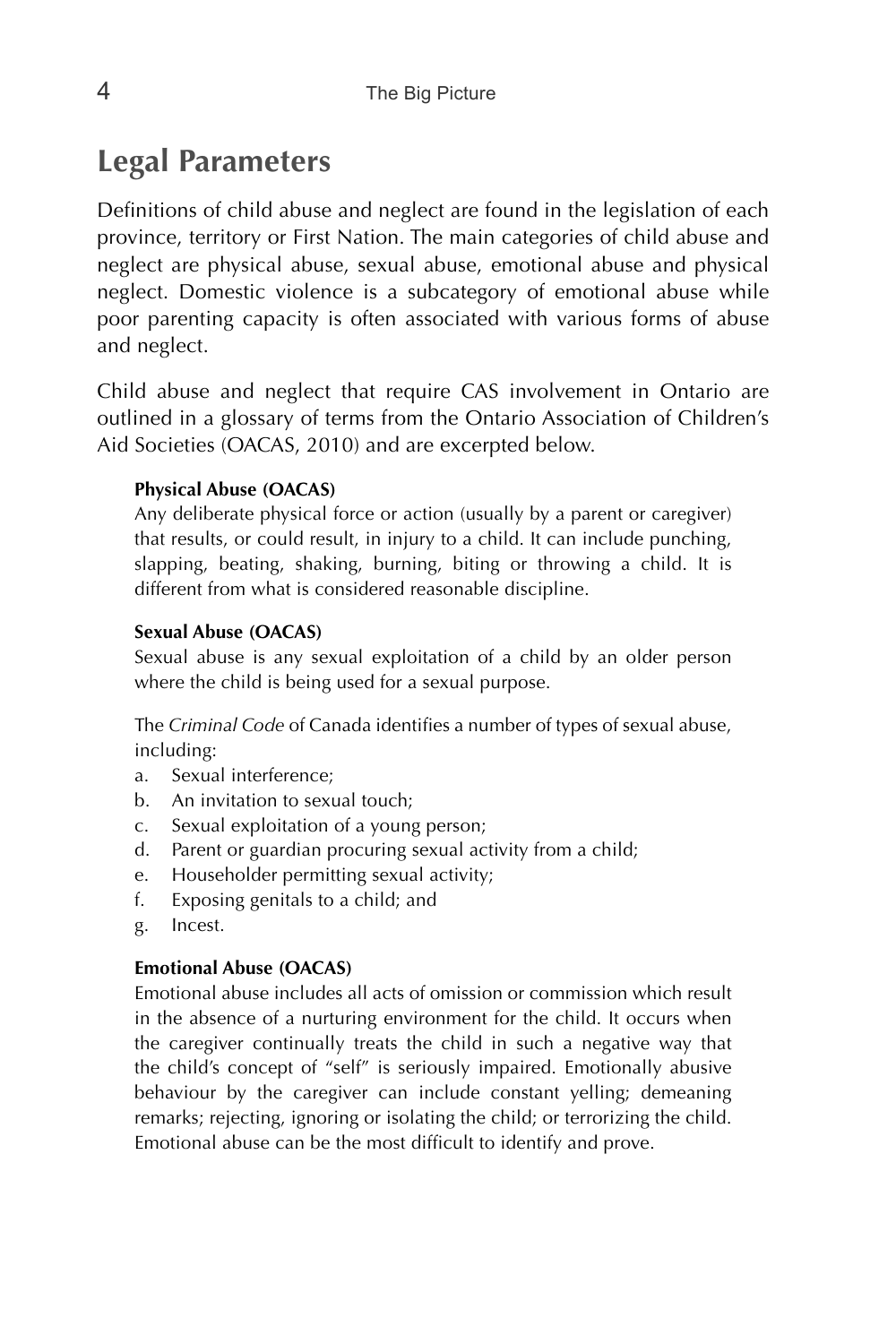## Legal Parameters

Definitions of child abuse and neglect are found in the legislation of each province, territory or First Nation. The main categories of child abuse and neglect are physical abuse, sexual abuse, emotional abuse and physical neglect. Domestic violence is a subcategory of emotional abuse while poor parenting capacity is often associated with various forms of abuse and neglect.

Child abuse and neglect that require CAS involvement in Ontario are outlined in a glossary of terms from the Ontario Association of Children's Aid Societies (OACAS, 2010) and are excerpted below.

**Physical Abuse (OACAS)**
Any deliberate physical force or action (usually by a parent or caregiver) that results, or could result, in injury to a child. It can include punching, slapping, beating, shaking, burning, biting or throwing a child. It is different from what is considered reasonable discipline.

**Sexual Abuse (OACAS)**
Sexual abuse is any sexual exploitation of a child by an older person where the child is being used for a sexual purpose.

The *Criminal Code* of Canada identifies a number of types of sexual abuse, including:

a. Sexual interference;
b. An invitation to sexual touch;
c. Sexual exploitation of a young person;
d. Parent or guardian procuring sexual activity from a child;
e. Householder permitting sexual activity;
f. Exposing genitals to a child; and
g. Incest.

**Emotional Abuse (OACAS)**
Emotional abuse includes all acts of omission or commission which result in the absence of a nurturing environment for the child. It occurs when the caregiver continually treats the child in such a negative way that the child's concept of "self" is seriously impaired. Emotionally abusive behaviour by the caregiver can include constant yelling; demeaning remarks; rejecting, ignoring or isolating the child; or terrorizing the child. Emotional abuse can be the most difficult to identify and prove.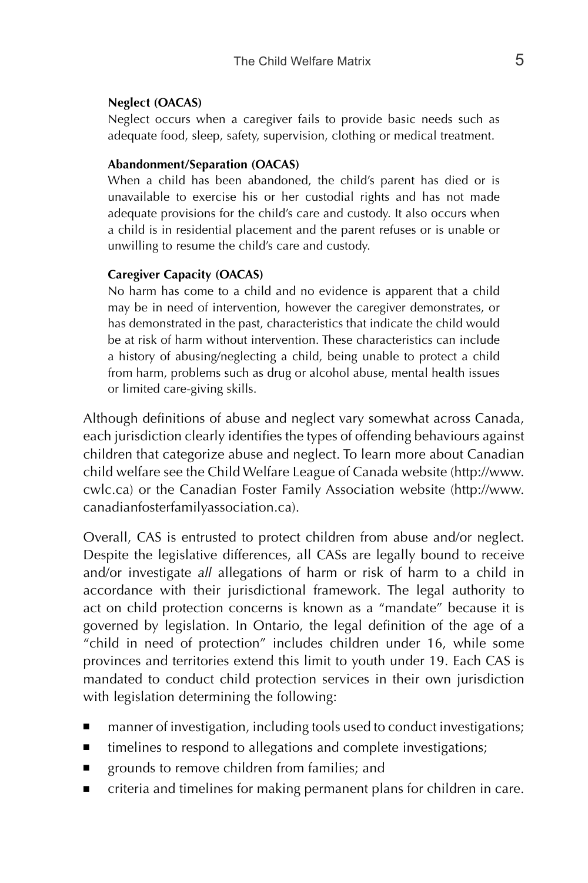**Neglect (OACAS)**

Neglect occurs when a caregiver fails to provide basic needs such as adequate food, sleep, safety, supervision, clothing or medical treatment.

**Abandonment/Separation (OACAS)**

When a child has been abandoned, the child's parent has died or is unavailable to exercise his or her custodial rights and has not made adequate provisions for the child's care and custody. It also occurs when a child is in residential placement and the parent refuses or is unable or unwilling to resume the child's care and custody.

**Caregiver Capacity (OACAS)**

No harm has come to a child and no evidence is apparent that a child may be in need of intervention, however the caregiver demonstrates, or has demonstrated in the past, characteristics that indicate the child would be at risk of harm without intervention. These characteristics can include a history of abusing/neglecting a child, being unable to protect a child from harm, problems such as drug or alcohol abuse, mental health issues or limited care-giving skills.

Although definitions of abuse and neglect vary somewhat across Canada, each jurisdiction clearly identifies the types of offending behaviours against children that categorize abuse and neglect. To learn more about Canadian child welfare see the Child Welfare League of Canada website (http://www.cwlc.ca) or the Canadian Foster Family Association website (http://www.canadianfosterfamilyassociation.ca).

Overall, CAS is entrusted to protect children from abuse and/or neglect. Despite the legislative differences, all CASs are legally bound to receive and/or investigate *all* allegations of harm or risk of harm to a child in accordance with their jurisdictional framework. The legal authority to act on child protection concerns is known as a "mandate" because it is governed by legislation. In Ontario, the legal definition of the age of a "child in need of protection" includes children under 16, while some provinces and territories extend this limit to youth under 19. Each CAS is mandated to conduct child protection services in their own jurisdiction with legislation determining the following:

- manner of investigation, including tools used to conduct investigations;
- timelines to respond to allegations and complete investigations;
- grounds to remove children from families; and
- criteria and timelines for making permanent plans for children in care.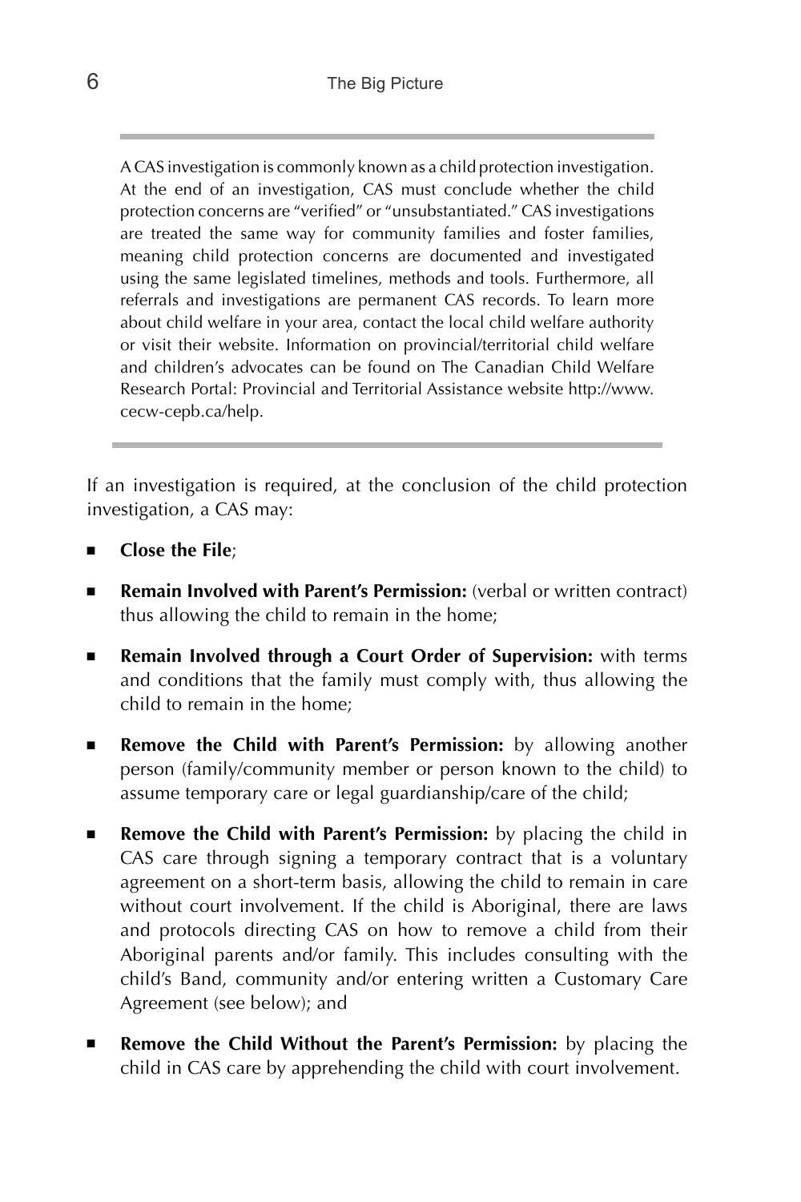A CAS investigation is commonly known as a child protection investigation. At the end of an investigation, CAS must conclude whether the child protection concerns are "verified" or "unsubstantiated." CAS investigations are treated the same way for community families and foster families, meaning child protection concerns are documented and investigated using the same legislated timelines, methods and tools. Furthermore, all referrals and investigations are permanent CAS records. To learn more about child welfare in your area, contact the local child welfare authority or visit their website. Information on provincial/territorial child welfare and children's advocates can be found on The Canadian Child Welfare Research Portal: Provincial and Territorial Assistance website http://www.cecw-cepb.ca/help.

---

If an investigation is required, at the conclusion of the child protection investigation, a CAS may:

- **Close the File**;
- **Remain Involved with Parent's Permission:** (verbal or written contract) thus allowing the child to remain in the home;
- **Remain Involved through a Court Order of Supervision:** with terms and conditions that the family must comply with, thus allowing the child to remain in the home;
- **Remove the Child with Parent's Permission:** by allowing another person (family/community member or person known to the child) to assume temporary care or legal guardianship/care of the child;
- **Remove the Child with Parent's Permission:** by placing the child in CAS care through signing a temporary contract that is a voluntary agreement on a short-term basis, allowing the child to remain in care without court involvement. If the child is Aboriginal, there are laws and protocols directing CAS on how to remove a child from their Aboriginal parents and/or family. This includes consulting with the child's Band, community and/or entering written a Customary Care Agreement (see below); and
- **Remove the Child Without the Parent's Permission:** by placing the child in CAS care by apprehending the child with court involvement.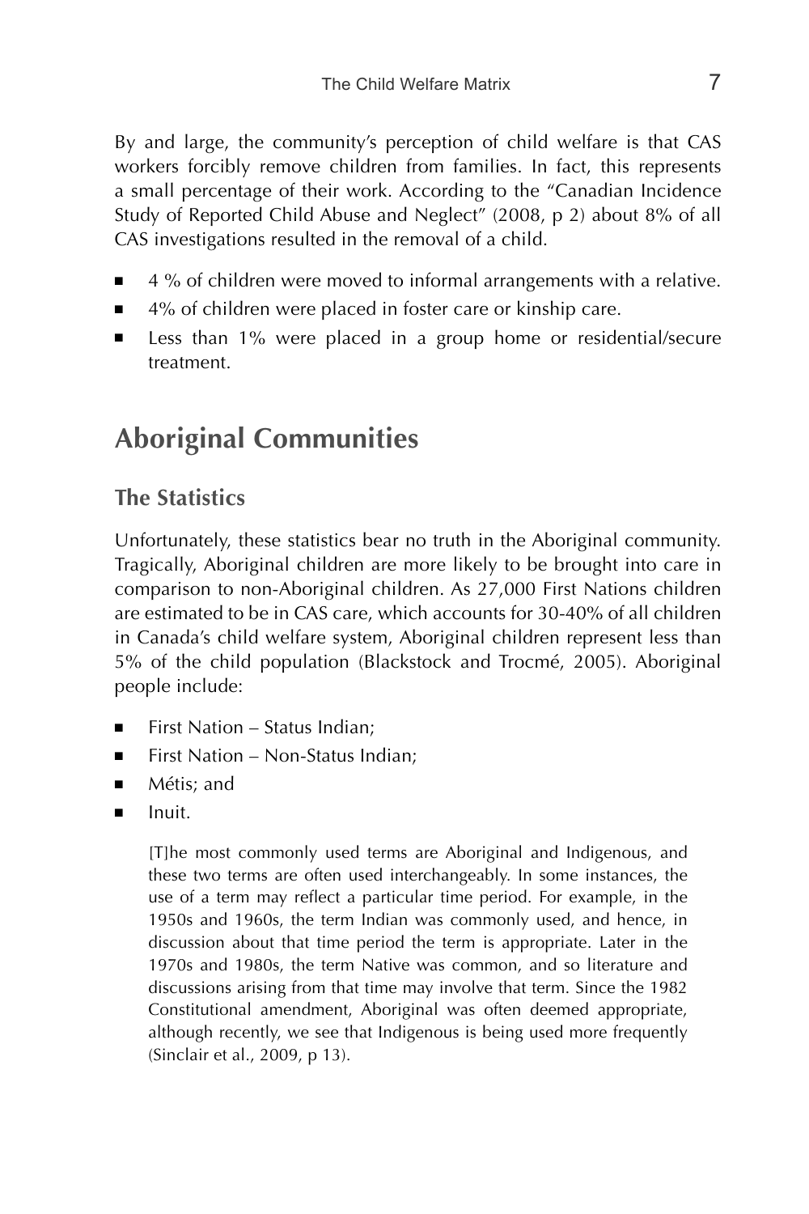By and large, the community's perception of child welfare is that CAS workers forcibly remove children from families. In fact, this represents a small percentage of their work. According to the "Canadian Incidence Study of Reported Child Abuse and Neglect" (2008, p 2) about 8% of all CAS investigations resulted in the removal of a child.

- 4 % of children were moved to informal arrangements with a relative.
- 4% of children were placed in foster care or kinship care.
- Less than 1% were placed in a group home or residential/secure treatment.

# Aboriginal Communities

## The Statistics

Unfortunately, these statistics bear no truth in the Aboriginal community. Tragically, Aboriginal children are more likely to be brought into care in comparison to non-Aboriginal children. As 27,000 First Nations children are estimated to be in CAS care, which accounts for 30-40% of all children in Canada's child welfare system, Aboriginal children represent less than 5% of the child population (Blackstock and Trocmé, 2005). Aboriginal people include:

- First Nation – Status Indian;
- First Nation – Non-Status Indian;
- Métis; and
- Inuit.

> [T]he most commonly used terms are Aboriginal and Indigenous, and these two terms are often used interchangeably. In some instances, the use of a term may reflect a particular time period. For example, in the 1950s and 1960s, the term Indian was commonly used, and hence, in discussion about that time period the term is appropriate. Later in the 1970s and 1980s, the term Native was common, and so literature and discussions arising from that time may involve that term. Since the 1982 Constitutional amendment, Aboriginal was often deemed appropriate, although recently, we see that Indigenous is being used more frequently (Sinclair et al., 2009, p 13).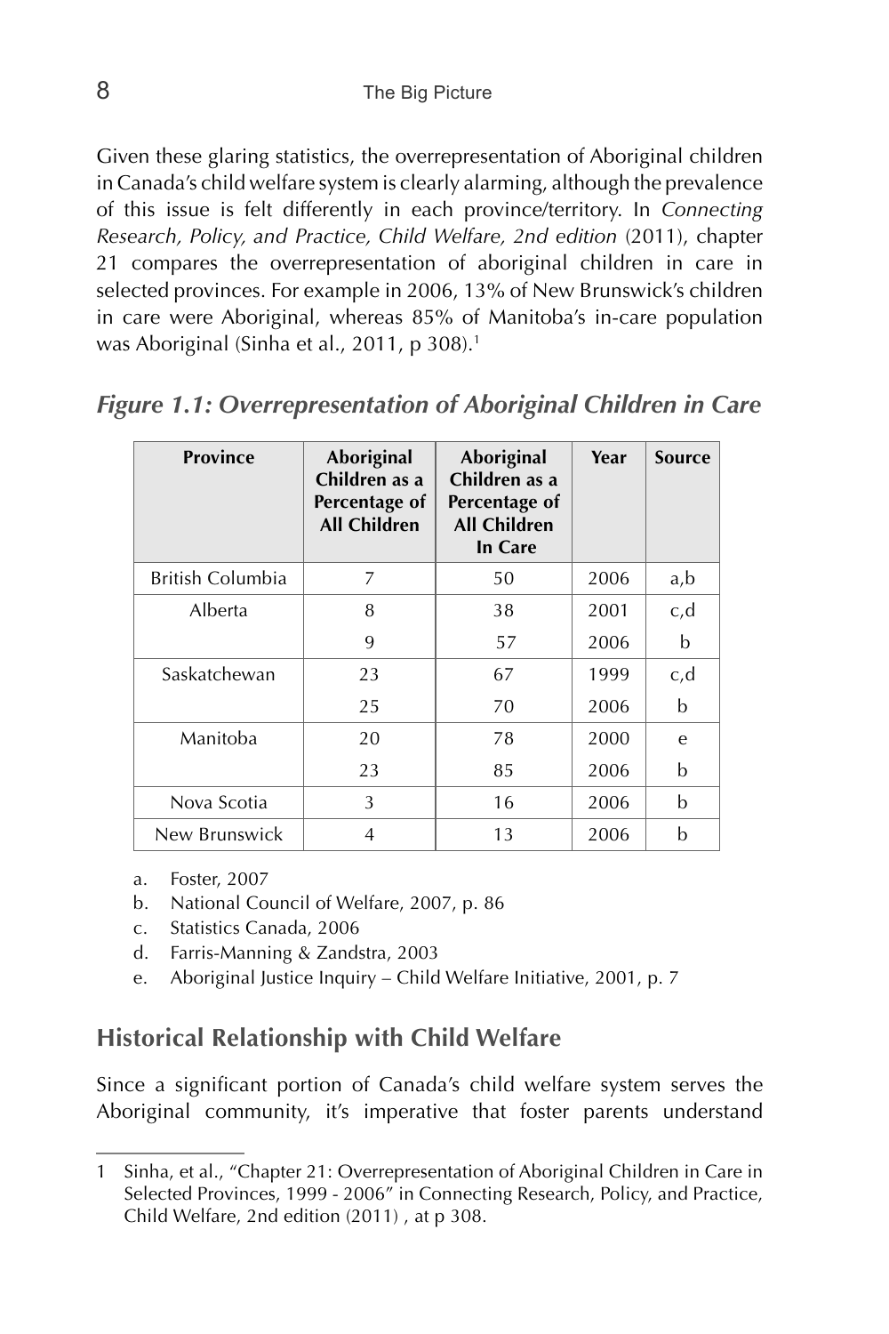Given these glaring statistics, the overrepresentation of Aboriginal children in Canada's child welfare system is clearly alarming, although the prevalence of this issue is felt differently in each province/territory. In *Connecting Research, Policy, and Practice, Child Welfare, 2nd edition* (2011), chapter 21 compares the overrepresentation of aboriginal children in care in selected provinces. For example in 2006, 13% of New Brunswick's children in care were Aboriginal, whereas 85% of Manitoba's in-care population was Aboriginal (Sinha et al., 2011, p 308).[1]

### *Figure 1.1: Overrepresentation of Aboriginal Children in Care*

| Province | Aboriginal Children as a Percentage of All Children | Aboriginal Children as a Percentage of All Children In Care | Year | Source |
|---|---|---|---|---|
| British Columbia | 7 | 50 | 2006 | a,b |
| Alberta | 8 | 38 | 2001 | c,d |
| | 9 | 57 | 2006 | b |
| Saskatchewan | 23 | 67 | 1999 | c,d |
| | 25 | 70 | 2006 | b |
| Manitoba | 20 | 78 | 2000 | e |
| | 23 | 85 | 2006 | b |
| Nova Scotia | 3 | 16 | 2006 | b |
| New Brunswick | 4 | 13 | 2006 | b |

a. Foster, 2007
b. National Council of Welfare, 2007, p. 86
c. Statistics Canada, 2006
d. Farris-Manning & Zandstra, 2003
e. Aboriginal Justice Inquiry – Child Welfare Initiative, 2001, p. 7

## Historical Relationship with Child Welfare

Since a significant portion of Canada's child welfare system serves the Aboriginal community, it's imperative that foster parents understand

---

1 Sinha, et al., "Chapter 21: Overrepresentation of Aboriginal Children in Care in Selected Provinces, 1999 - 2006" in Connecting Research, Policy, and Practice, Child Welfare, 2nd edition (2011) , at p 308.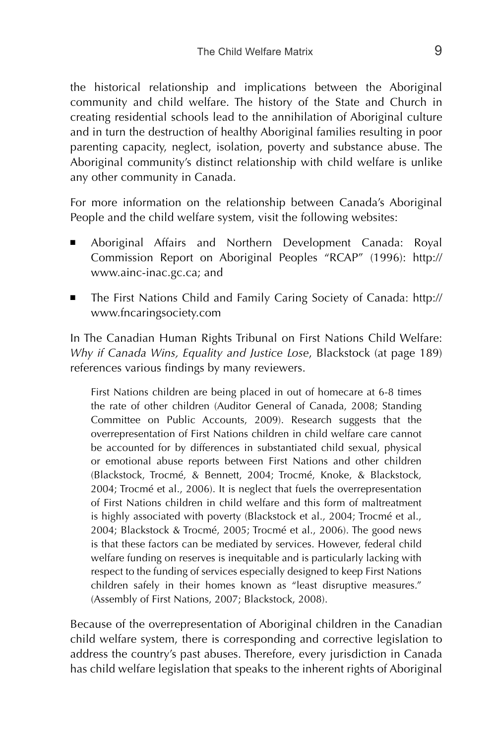the historical relationship and implications between the Aboriginal community and child welfare. The history of the State and Church in creating residential schools lead to the annihilation of Aboriginal culture and in turn the destruction of healthy Aboriginal families resulting in poor parenting capacity, neglect, isolation, poverty and substance abuse. The Aboriginal community's distinct relationship with child welfare is unlike any other community in Canada.

For more information on the relationship between Canada's Aboriginal People and the child welfare system, visit the following websites:

- Aboriginal Affairs and Northern Development Canada: Royal Commission Report on Aboriginal Peoples "RCAP" (1996): http://www.ainc-inac.gc.ca; and
- The First Nations Child and Family Caring Society of Canada: http://www.fncaringsociety.com

In The Canadian Human Rights Tribunal on First Nations Child Welfare: *Why if Canada Wins, Equality and Justice Lose*, Blackstock (at page 189) references various findings by many reviewers.

> First Nations children are being placed in out of homecare at 6-8 times the rate of other children (Auditor General of Canada, 2008; Standing Committee on Public Accounts, 2009). Research suggests that the overrepresentation of First Nations children in child welfare care cannot be accounted for by differences in substantiated child sexual, physical or emotional abuse reports between First Nations and other children (Blackstock, Trocmé, & Bennett, 2004; Trocmé, Knoke, & Blackstock, 2004; Trocmé et al., 2006). It is neglect that fuels the overrepresentation of First Nations children in child welfare and this form of maltreatment is highly associated with poverty (Blackstock et al., 2004; Trocmé et al., 2004; Blackstock & Trocmé, 2005; Trocmé et al., 2006). The good news is that these factors can be mediated by services. However, federal child welfare funding on reserves is inequitable and is particularly lacking with respect to the funding of services especially designed to keep First Nations children safely in their homes known as "least disruptive measures." (Assembly of First Nations, 2007; Blackstock, 2008).

Because of the overrepresentation of Aboriginal children in the Canadian child welfare system, there is corresponding and corrective legislation to address the country's past abuses. Therefore, every jurisdiction in Canada has child welfare legislation that speaks to the inherent rights of Aboriginal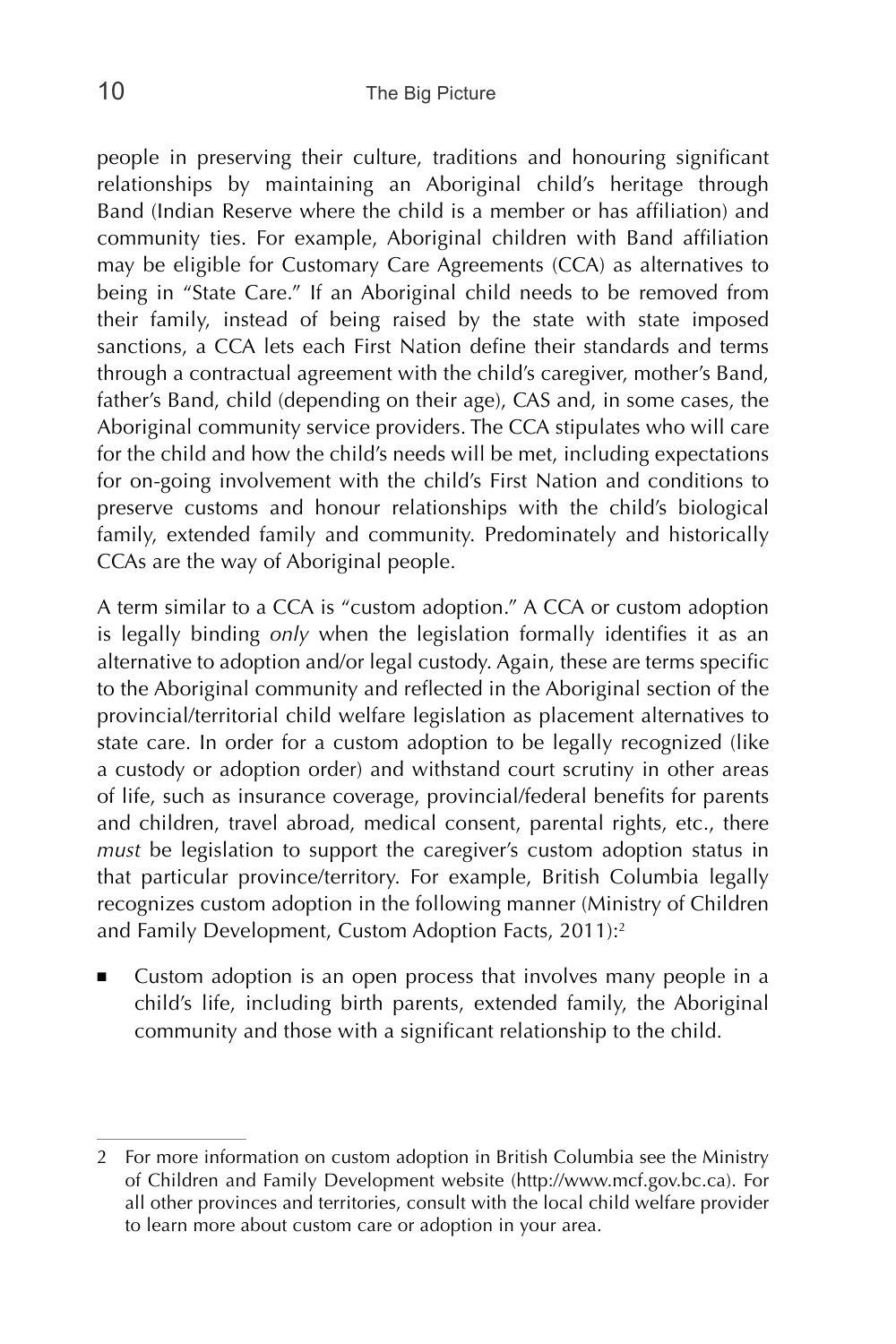people in preserving their culture, traditions and honouring significant relationships by maintaining an Aboriginal child's heritage through Band (Indian Reserve where the child is a member or has affiliation) and community ties. For example, Aboriginal children with Band affiliation may be eligible for Customary Care Agreements (CCA) as alternatives to being in "State Care." If an Aboriginal child needs to be removed from their family, instead of being raised by the state with state imposed sanctions, a CCA lets each First Nation define their standards and terms through a contractual agreement with the child's caregiver, mother's Band, father's Band, child (depending on their age), CAS and, in some cases, the Aboriginal community service providers. The CCA stipulates who will care for the child and how the child's needs will be met, including expectations for on-going involvement with the child's First Nation and conditions to preserve customs and honour relationships with the child's biological family, extended family and community. Predominately and historically CCAs are the way of Aboriginal people.

A term similar to a CCA is "custom adoption." A CCA or custom adoption is legally binding *only* when the legislation formally identifies it as an alternative to adoption and/or legal custody. Again, these are terms specific to the Aboriginal community and reflected in the Aboriginal section of the provincial/territorial child welfare legislation as placement alternatives to state care. In order for a custom adoption to be legally recognized (like a custody or adoption order) and withstand court scrutiny in other areas of life, such as insurance coverage, provincial/federal benefits for parents and children, travel abroad, medical consent, parental rights, etc., there *must* be legislation to support the caregiver's custom adoption status in that particular province/territory. For example, British Columbia legally recognizes custom adoption in the following manner (Ministry of Children and Family Development, Custom Adoption Facts, 2011):[2]

- Custom adoption is an open process that involves many people in a child's life, including birth parents, extended family, the Aboriginal community and those with a significant relationship to the child.

---

2 For more information on custom adoption in British Columbia see the Ministry of Children and Family Development website (http://www.mcf.gov.bc.ca). For all other provinces and territories, consult with the local child welfare provider to learn more about custom care or adoption in your area.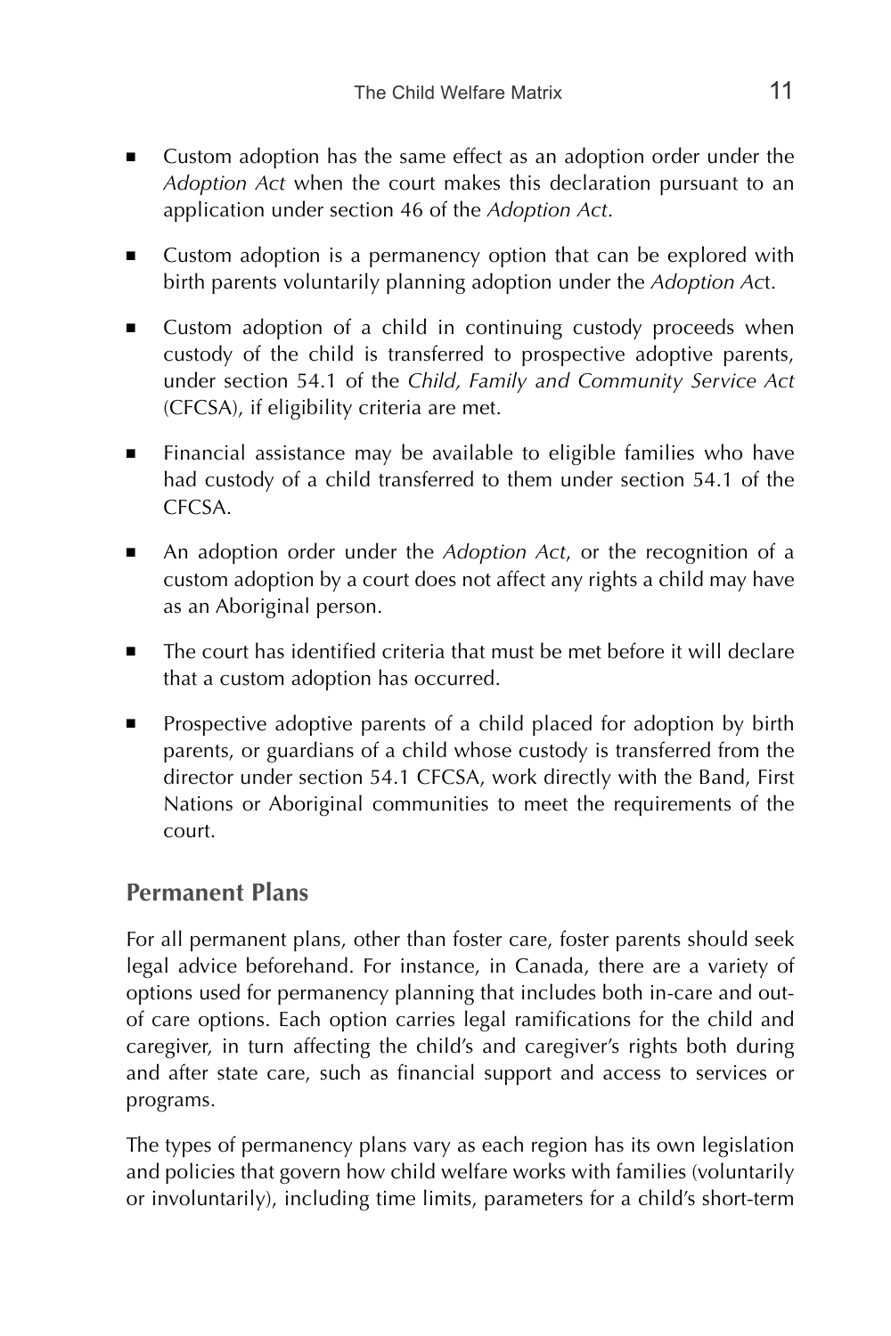- Custom adoption has the same effect as an adoption order under the *Adoption Act* when the court makes this declaration pursuant to an application under section 46 of the *Adoption Act*.
- Custom adoption is a permanency option that can be explored with birth parents voluntarily planning adoption under the *Adoption Act*.
- Custom adoption of a child in continuing custody proceeds when custody of the child is transferred to prospective adoptive parents, under section 54.1 of the *Child, Family and Community Service Act* (CFCSA), if eligibility criteria are met.
- Financial assistance may be available to eligible families who have had custody of a child transferred to them under section 54.1 of the CFCSA.
- An adoption order under the *Adoption Act*, or the recognition of a custom adoption by a court does not affect any rights a child may have as an Aboriginal person.
- The court has identified criteria that must be met before it will declare that a custom adoption has occurred.
- Prospective adoptive parents of a child placed for adoption by birth parents, or guardians of a child whose custody is transferred from the director under section 54.1 CFCSA, work directly with the Band, First Nations or Aboriginal communities to meet the requirements of the court.

## Permanent Plans

For all permanent plans, other than foster care, foster parents should seek legal advice beforehand. For instance, in Canada, there are a variety of options used for permanency planning that includes both in-care and out-of care options. Each option carries legal ramifications for the child and caregiver, in turn affecting the child's and caregiver's rights both during and after state care, such as financial support and access to services or programs.

The types of permanency plans vary as each region has its own legislation and policies that govern how child welfare works with families (voluntarily or involuntarily), including time limits, parameters for a child's short-term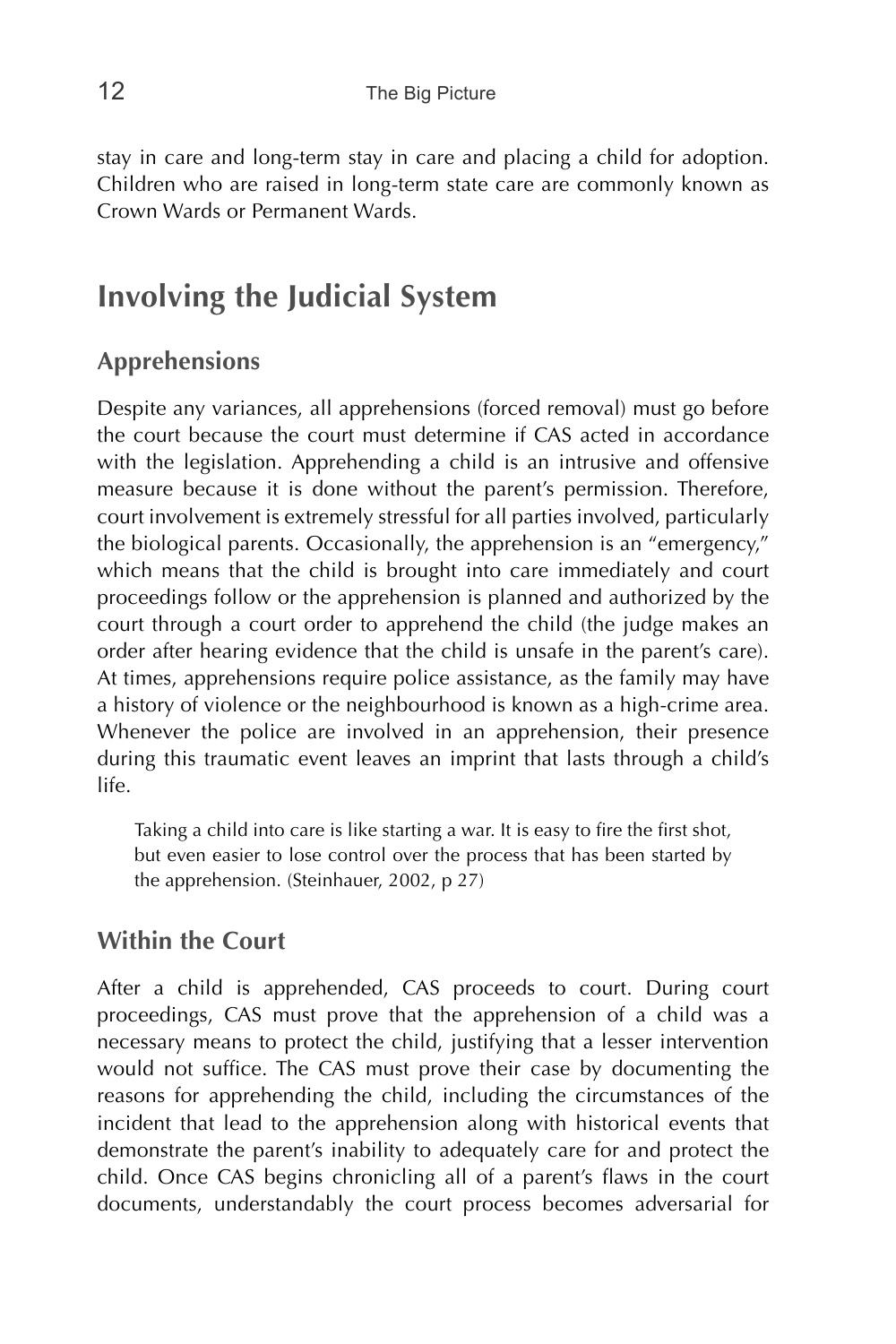stay in care and long-term stay in care and placing a child for adoption. Children who are raised in long-term state care are commonly known as Crown Wards or Permanent Wards.

## Involving the Judicial System

### Apprehensions

Despite any variances, all apprehensions (forced removal) must go before the court because the court must determine if CAS acted in accordance with the legislation. Apprehending a child is an intrusive and offensive measure because it is done without the parent's permission. Therefore, court involvement is extremely stressful for all parties involved, particularly the biological parents. Occasionally, the apprehension is an "emergency," which means that the child is brought into care immediately and court proceedings follow or the apprehension is planned and authorized by the court through a court order to apprehend the child (the judge makes an order after hearing evidence that the child is unsafe in the parent's care). At times, apprehensions require police assistance, as the family may have a history of violence or the neighbourhood is known as a high-crime area. Whenever the police are involved in an apprehension, their presence during this traumatic event leaves an imprint that lasts through a child's life.

> Taking a child into care is like starting a war. It is easy to fire the first shot, but even easier to lose control over the process that has been started by the apprehension. (Steinhauer, 2002, p 27)

### Within the Court

After a child is apprehended, CAS proceeds to court. During court proceedings, CAS must prove that the apprehension of a child was a necessary means to protect the child, justifying that a lesser intervention would not suffice. The CAS must prove their case by documenting the reasons for apprehending the child, including the circumstances of the incident that lead to the apprehension along with historical events that demonstrate the parent's inability to adequately care for and protect the child. Once CAS begins chronicling all of a parent's flaws in the court documents, understandably the court process becomes adversarial for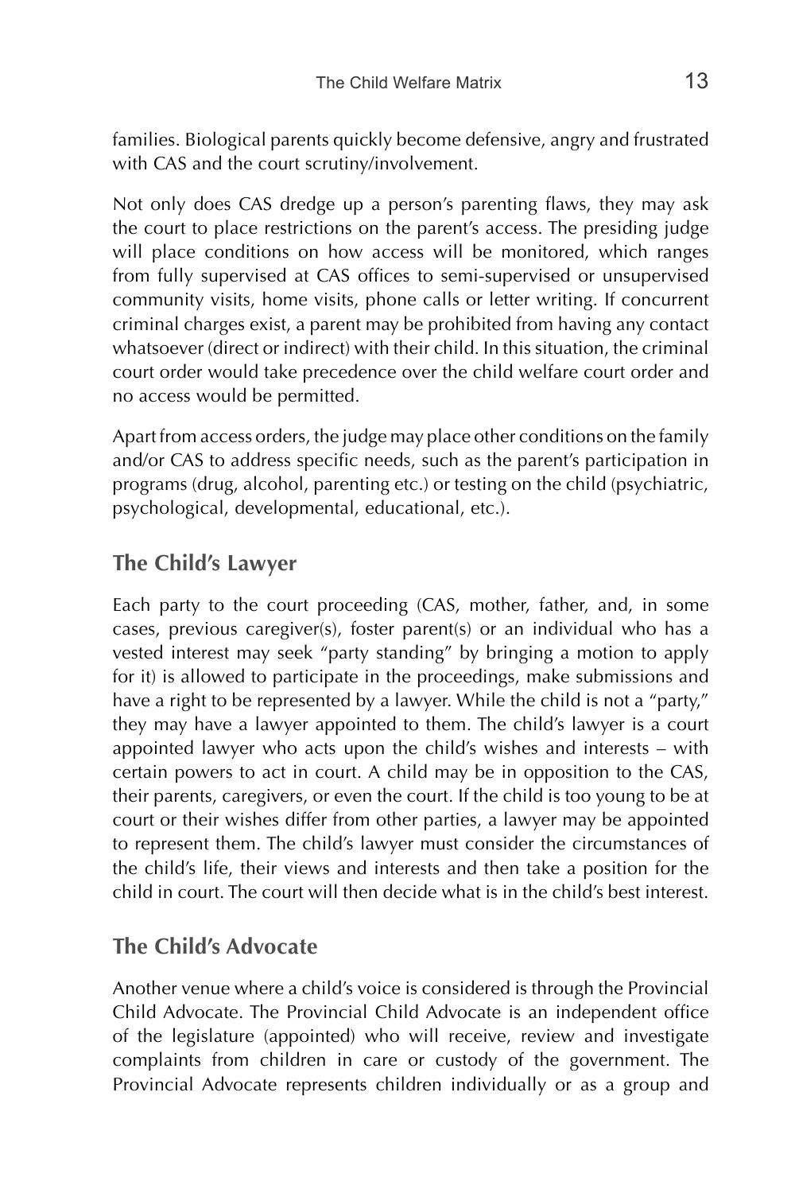families. Biological parents quickly become defensive, angry and frustrated with CAS and the court scrutiny/involvement.

Not only does CAS dredge up a person's parenting flaws, they may ask the court to place restrictions on the parent's access. The presiding judge will place conditions on how access will be monitored, which ranges from fully supervised at CAS offices to semi-supervised or unsupervised community visits, home visits, phone calls or letter writing. If concurrent criminal charges exist, a parent may be prohibited from having any contact whatsoever (direct or indirect) with their child. In this situation, the criminal court order would take precedence over the child welfare court order and no access would be permitted.

Apart from access orders, the judge may place other conditions on the family and/or CAS to address specific needs, such as the parent's participation in programs (drug, alcohol, parenting etc.) or testing on the child (psychiatric, psychological, developmental, educational, etc.).

## The Child's Lawyer

Each party to the court proceeding (CAS, mother, father, and, in some cases, previous caregiver(s), foster parent(s) or an individual who has a vested interest may seek "party standing" by bringing a motion to apply for it) is allowed to participate in the proceedings, make submissions and have a right to be represented by a lawyer. While the child is not a "party," they may have a lawyer appointed to them. The child's lawyer is a court appointed lawyer who acts upon the child's wishes and interests – with certain powers to act in court. A child may be in opposition to the CAS, their parents, caregivers, or even the court. If the child is too young to be at court or their wishes differ from other parties, a lawyer may be appointed to represent them. The child's lawyer must consider the circumstances of the child's life, their views and interests and then take a position for the child in court. The court will then decide what is in the child's best interest.

## The Child's Advocate

Another venue where a child's voice is considered is through the Provincial Child Advocate. The Provincial Child Advocate is an independent office of the legislature (appointed) who will receive, review and investigate complaints from children in care or custody of the government. The Provincial Advocate represents children individually or as a group and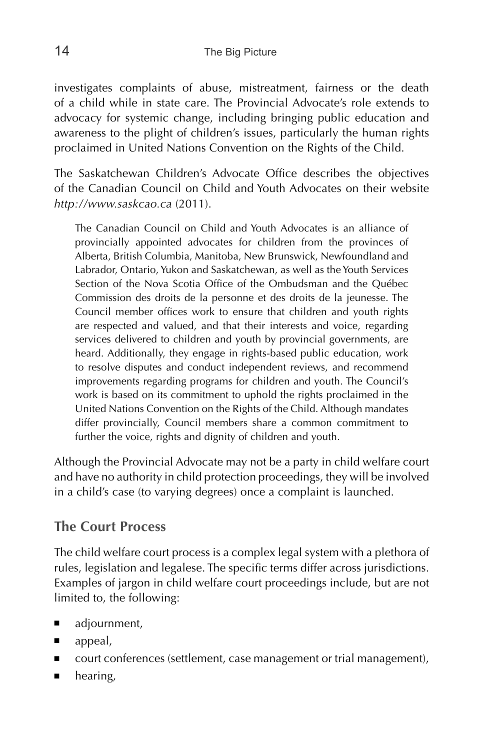investigates complaints of abuse, mistreatment, fairness or the death of a child while in state care. The Provincial Advocate's role extends to advocacy for systemic change, including bringing public education and awareness to the plight of children's issues, particularly the human rights proclaimed in United Nations Convention on the Rights of the Child.

The Saskatchewan Children's Advocate Office describes the objectives of the Canadian Council on Child and Youth Advocates on their website *http://www.saskcao.ca* (2011).

> The Canadian Council on Child and Youth Advocates is an alliance of provincially appointed advocates for children from the provinces of Alberta, British Columbia, Manitoba, New Brunswick, Newfoundland and Labrador, Ontario, Yukon and Saskatchewan, as well as the Youth Services Section of the Nova Scotia Office of the Ombudsman and the Québec Commission des droits de la personne et des droits de la jeunesse. The Council member offices work to ensure that children and youth rights are respected and valued, and that their interests and voice, regarding services delivered to children and youth by provincial governments, are heard. Additionally, they engage in rights-based public education, work to resolve disputes and conduct independent reviews, and recommend improvements regarding programs for children and youth. The Council's work is based on its commitment to uphold the rights proclaimed in the United Nations Convention on the Rights of the Child. Although mandates differ provincially, Council members share a common commitment to further the voice, rights and dignity of children and youth.

Although the Provincial Advocate may not be a party in child welfare court and have no authority in child protection proceedings, they will be involved in a child's case (to varying degrees) once a complaint is launched.

## The Court Process

The child welfare court process is a complex legal system with a plethora of rules, legislation and legalese. The specific terms differ across jurisdictions. Examples of jargon in child welfare court proceedings include, but are not limited to, the following:

- adjournment,
- appeal,
- court conferences (settlement, case management or trial management),
- hearing,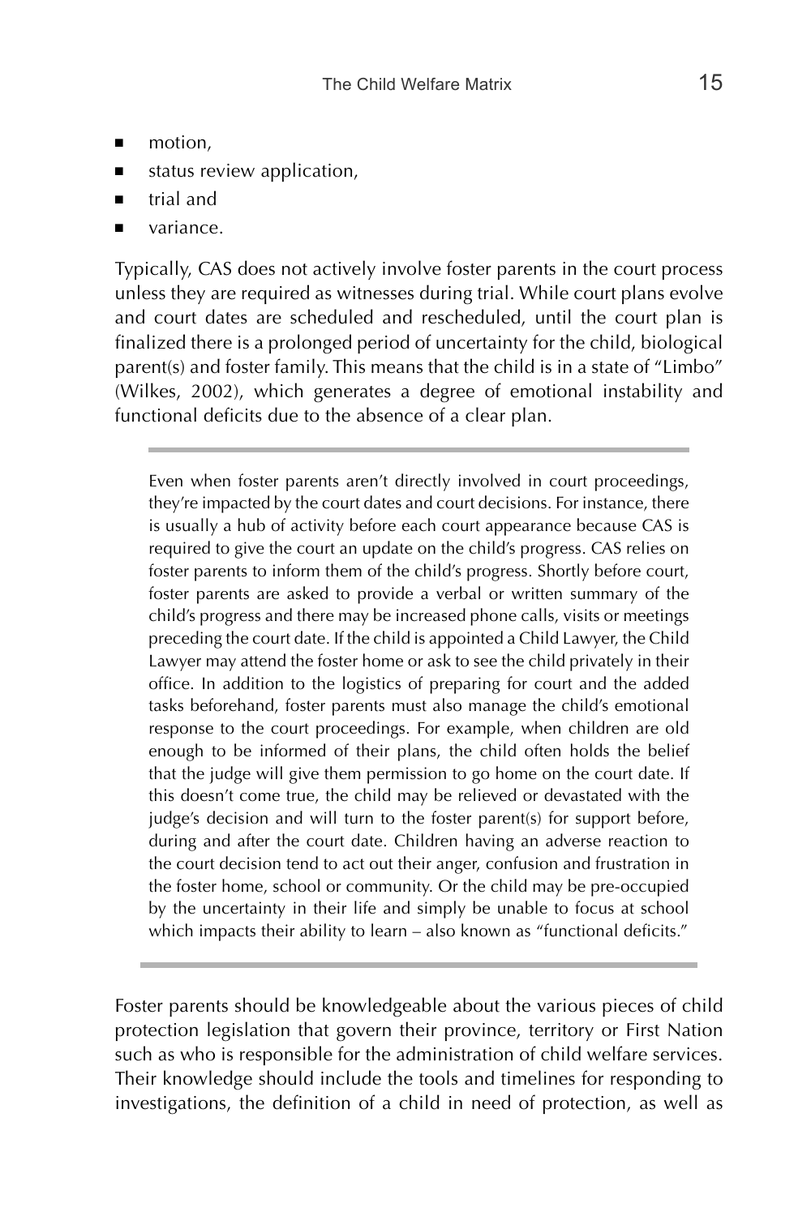- motion,
- status review application,
- trial and
- variance.

Typically, CAS does not actively involve foster parents in the court process unless they are required as witnesses during trial. While court plans evolve and court dates are scheduled and rescheduled, until the court plan is finalized there is a prolonged period of uncertainty for the child, biological parent(s) and foster family. This means that the child is in a state of "Limbo" (Wilkes, 2002), which generates a degree of emotional instability and functional deficits due to the absence of a clear plan.

---

> Even when foster parents aren't directly involved in court proceedings, they're impacted by the court dates and court decisions. For instance, there is usually a hub of activity before each court appearance because CAS is required to give the court an update on the child's progress. CAS relies on foster parents to inform them of the child's progress. Shortly before court, foster parents are asked to provide a verbal or written summary of the child's progress and there may be increased phone calls, visits or meetings preceding the court date. If the child is appointed a Child Lawyer, the Child Lawyer may attend the foster home or ask to see the child privately in their office. In addition to the logistics of preparing for court and the added tasks beforehand, foster parents must also manage the child's emotional response to the court proceedings. For example, when children are old enough to be informed of their plans, the child often holds the belief that the judge will give them permission to go home on the court date. If this doesn't come true, the child may be relieved or devastated with the judge's decision and will turn to the foster parent(s) for support before, during and after the court date. Children having an adverse reaction to the court decision tend to act out their anger, confusion and frustration in the foster home, school or community. Or the child may be pre-occupied by the uncertainty in their life and simply be unable to focus at school which impacts their ability to learn – also known as "functional deficits."

---

Foster parents should be knowledgeable about the various pieces of child protection legislation that govern their province, territory or First Nation such as who is responsible for the administration of child welfare services. Their knowledge should include the tools and timelines for responding to investigations, the definition of a child in need of protection, as well as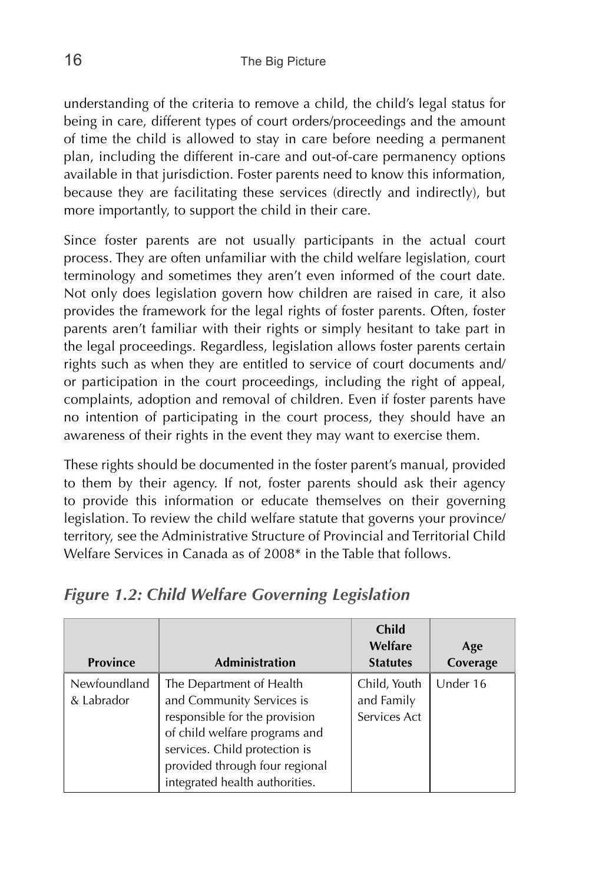understanding of the criteria to remove a child, the child's legal status for being in care, different types of court orders/proceedings and the amount of time the child is allowed to stay in care before needing a permanent plan, including the different in-care and out-of-care permanency options available in that jurisdiction. Foster parents need to know this information, because they are facilitating these services (directly and indirectly), but more importantly, to support the child in their care.

Since foster parents are not usually participants in the actual court process. They are often unfamiliar with the child welfare legislation, court terminology and sometimes they aren't even informed of the court date. Not only does legislation govern how children are raised in care, it also provides the framework for the legal rights of foster parents. Often, foster parents aren't familiar with their rights or simply hesitant to take part in the legal proceedings. Regardless, legislation allows foster parents certain rights such as when they are entitled to service of court documents and/or participation in the court proceedings, including the right of appeal, complaints, adoption and removal of children. Even if foster parents have no intention of participating in the court process, they should have an awareness of their rights in the event they may want to exercise them.

These rights should be documented in the foster parent's manual, provided to them by their agency. If not, foster parents should ask their agency to provide this information or educate themselves on their governing legislation. To review the child welfare statute that governs your province/territory, see the Administrative Structure of Provincial and Territorial Child Welfare Services in Canada as of 2008* in the Table that follows.

***Figure 1.2: Child Welfare Governing Legislation***

| Province | Administration | Child Welfare Statutes | Age Coverage |
|---|---|---|---|
| Newfoundland & Labrador | The Department of Health and Community Services is responsible for the provision of child welfare programs and services. Child protection is provided through four regional integrated health authorities. | Child, Youth and Family Services Act | Under 16 |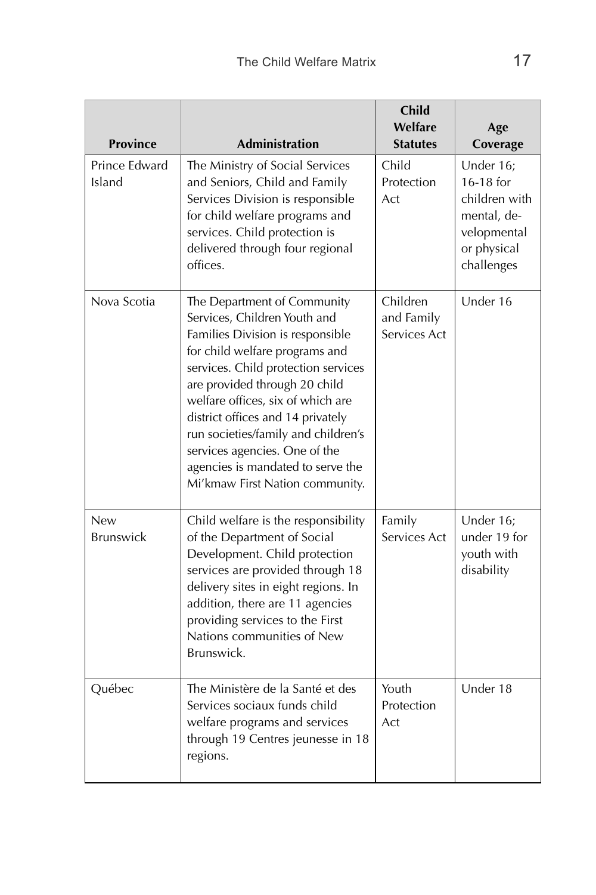| Province | Administration | Child Welfare Statutes | Age Coverage |
| --- | --- | --- | --- |
| Prince Edward Island | The Ministry of Social Services and Seniors, Child and Family Services Division is responsible for child welfare programs and services. Child protection is delivered through four regional offices. | Child Protection Act | Under 16; 16-18 for children with mental, developmental or physical challenges |
| Nova Scotia | The Department of Community Services, Children Youth and Families Division is responsible for child welfare programs and services. Child protection services are provided through 20 child welfare offices, six of which are district offices and 14 privately run societies/family and children's services agencies. One of the agencies is mandated to serve the Mi'kmaw First Nation community. | Children and Family Services Act | Under 16 |
| New Brunswick | Child welfare is the responsibility of the Department of Social Development. Child protection services are provided through 18 delivery sites in eight regions. In addition, there are 11 agencies providing services to the First Nations communities of New Brunswick. | Family Services Act | Under 16; under 19 for youth with disability |
| Québec | The Ministère de la Santé et des Services sociaux funds child welfare programs and services through 19 Centres jeunesse in 18 regions. | Youth Protection Act | Under 18 |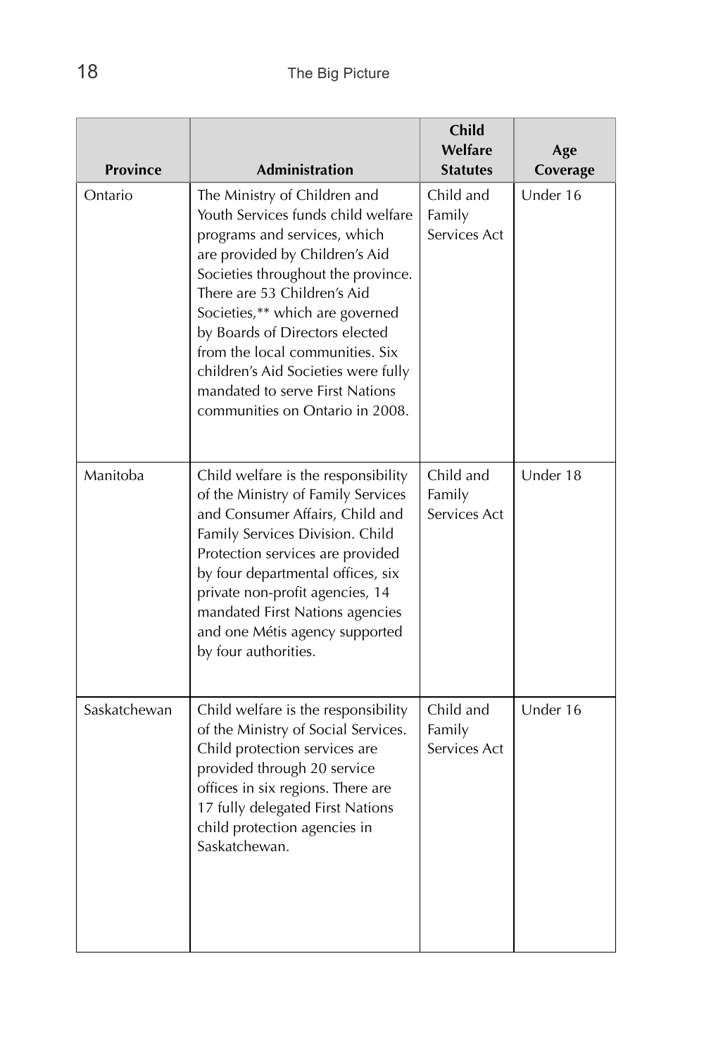| Province | Administration | Child Welfare Statutes | Age Coverage |
| --- | --- | --- | --- |
| Ontario | The Ministry of Children and Youth Services funds child welfare programs and services, which are provided by Children's Aid Societies throughout the province. There are 53 Children's Aid Societies,** which are governed by Boards of Directors elected from the local communities. Six children's Aid Societies were fully mandated to serve First Nations communities on Ontario in 2008. | Child and Family Services Act | Under 16 |
| Manitoba | Child welfare is the responsibility of the Ministry of Family Services and Consumer Affairs, Child and Family Services Division. Child Protection services are provided by four departmental offices, six private non-profit agencies, 14 mandated First Nations agencies and one Métis agency supported by four authorities. | Child and Family Services Act | Under 18 |
| Saskatchewan | Child welfare is the responsibility of the Ministry of Social Services. Child protection services are provided through 20 service offices in six regions. There are 17 fully delegated First Nations child protection agencies in Saskatchewan. | Child and Family Services Act | Under 16 |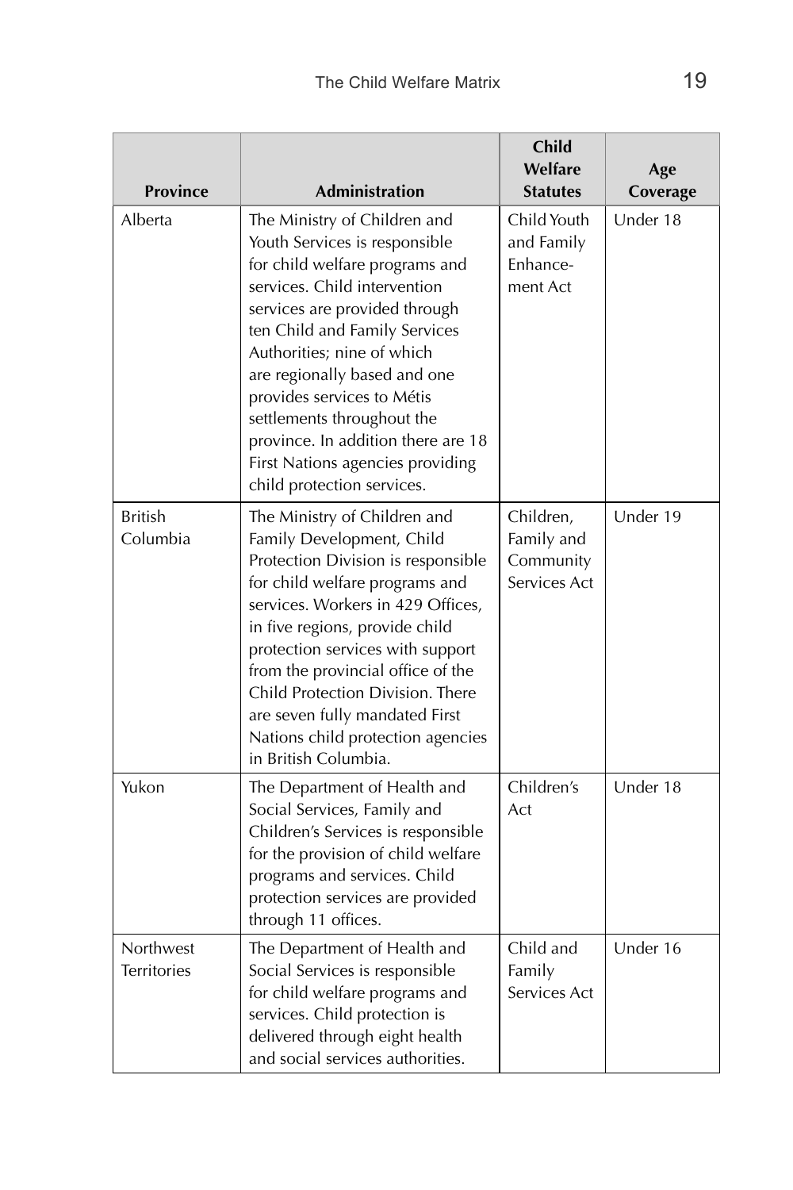| Province | Administration | Child Welfare Statutes | Age Coverage |
|---|---|---|---|
| Alberta | The Ministry of Children and Youth Services is responsible for child welfare programs and services. Child intervention services are provided through ten Child and Family Services Authorities; nine of which are regionally based and one provides services to Métis settlements throughout the province. In addition there are 18 First Nations agencies providing child protection services. | Child Youth and Family Enhancement Act | Under 18 |
| British Columbia | The Ministry of Children and Family Development, Child Protection Division is responsible for child welfare programs and services. Workers in 429 Offices, in five regions, provide child protection services with support from the provincial office of the Child Protection Division. There are seven fully mandated First Nations child protection agencies in British Columbia. | Children, Family and Community Services Act | Under 19 |
| Yukon | The Department of Health and Social Services, Family and Children's Services is responsible for the provision of child welfare programs and services. Child protection services are provided through 11 offices. | Children's Act | Under 18 |
| Northwest Territories | The Department of Health and Social Services is responsible for child welfare programs and services. Child protection is delivered through eight health and social services authorities. | Child and Family Services Act | Under 16 |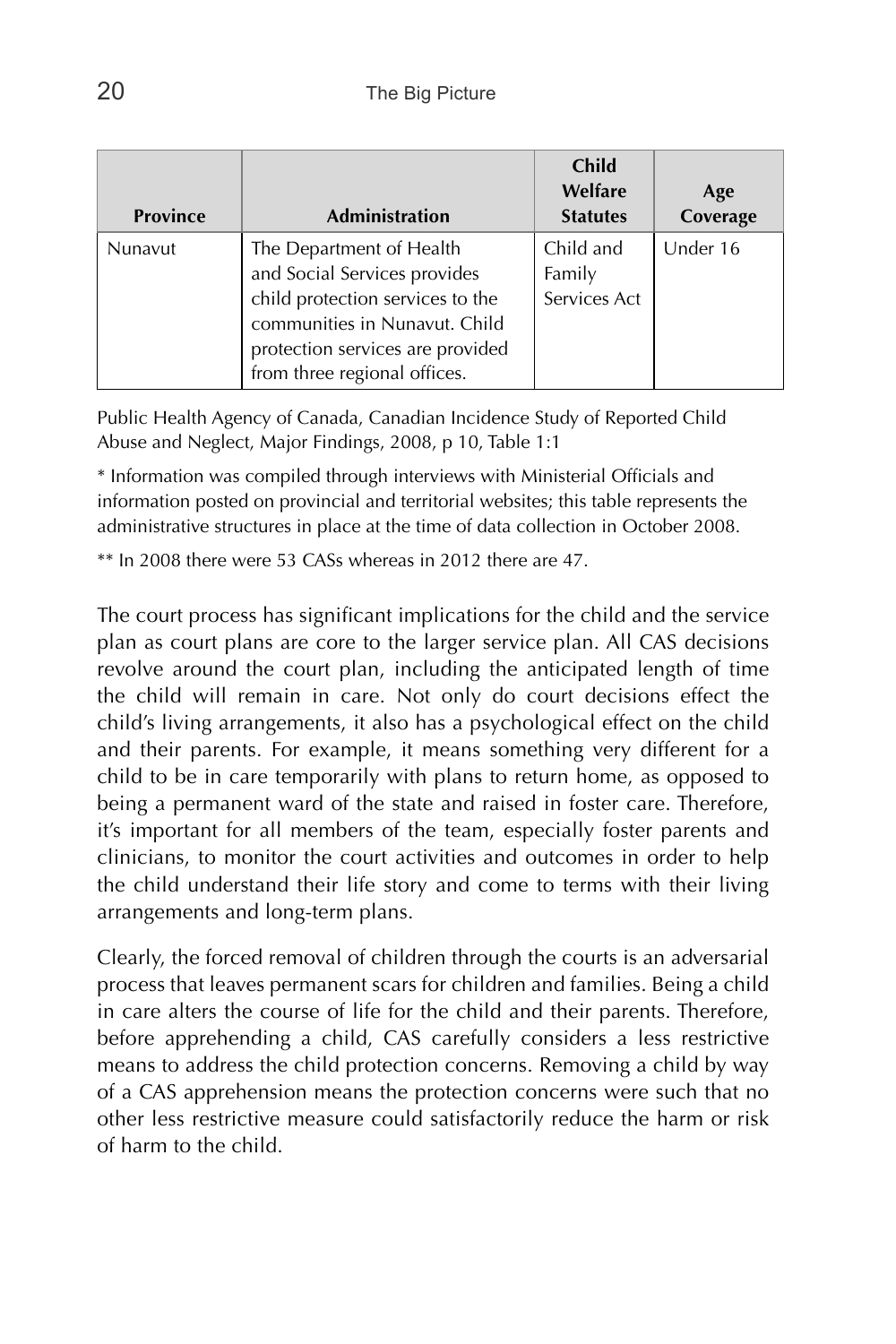| Province | Administration | Child Welfare Statutes | Age Coverage |
|---|---|---|---|
| Nunavut | The Department of Health and Social Services provides child protection services to the communities in Nunavut. Child protection services are provided from three regional offices. | Child and Family Services Act | Under 16 |

Public Health Agency of Canada, Canadian Incidence Study of Reported Child Abuse and Neglect, Major Findings, 2008, p 10, Table 1:1

* Information was compiled through interviews with Ministerial Officials and information posted on provincial and territorial websites; this table represents the administrative structures in place at the time of data collection in October 2008.

** In 2008 there were 53 CASs whereas in 2012 there are 47.

The court process has significant implications for the child and the service plan as court plans are core to the larger service plan. All CAS decisions revolve around the court plan, including the anticipated length of time the child will remain in care. Not only do court decisions effect the child's living arrangements, it also has a psychological effect on the child and their parents. For example, it means something very different for a child to be in care temporarily with plans to return home, as opposed to being a permanent ward of the state and raised in foster care. Therefore, it's important for all members of the team, especially foster parents and clinicians, to monitor the court activities and outcomes in order to help the child understand their life story and come to terms with their living arrangements and long-term plans.

Clearly, the forced removal of children through the courts is an adversarial process that leaves permanent scars for children and families. Being a child in care alters the course of life for the child and their parents. Therefore, before apprehending a child, CAS carefully considers a less restrictive means to address the child protection concerns. Removing a child by way of a CAS apprehension means the protection concerns were such that no other less restrictive measure could satisfactorily reduce the harm or risk of harm to the child.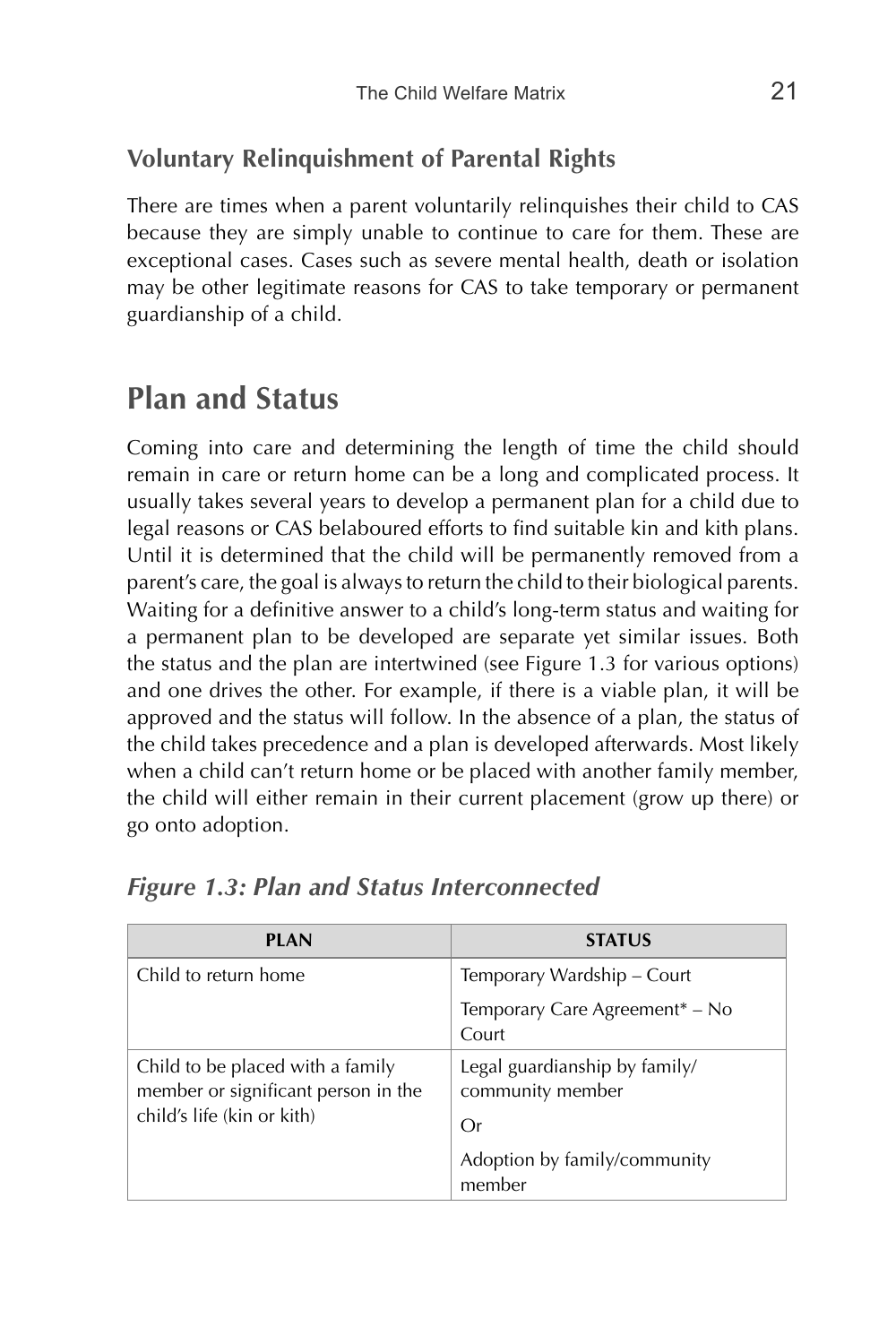### Voluntary Relinquishment of Parental Rights

There are times when a parent voluntarily relinquishes their child to CAS because they are simply unable to continue to care for them. These are exceptional cases. Cases such as severe mental health, death or isolation may be other legitimate reasons for CAS to take temporary or permanent guardianship of a child.

## Plan and Status

Coming into care and determining the length of time the child should remain in care or return home can be a long and complicated process. It usually takes several years to develop a permanent plan for a child due to legal reasons or CAS belaboured efforts to find suitable kin and kith plans. Until it is determined that the child will be permanently removed from a parent's care, the goal is always to return the child to their biological parents. Waiting for a definitive answer to a child's long-term status and waiting for a permanent plan to be developed are separate yet similar issues. Both the status and the plan are intertwined (see Figure 1.3 for various options) and one drives the other. For example, if there is a viable plan, it will be approved and the status will follow. In the absence of a plan, the status of the child takes precedence and a plan is developed afterwards. Most likely when a child can't return home or be placed with another family member, the child will either remain in their current placement (grow up there) or go onto adoption.

***Figure 1.3: Plan and Status Interconnected***

| PLAN | STATUS |
| --- | --- |
| Child to return home | Temporary Wardship – Court<br><br>Temporary Care Agreement* – No Court |
| Child to be placed with a family member or significant person in the child's life (kin or kith) | Legal guardianship by family/ community member<br><br>Or<br><br>Adoption by family/community member |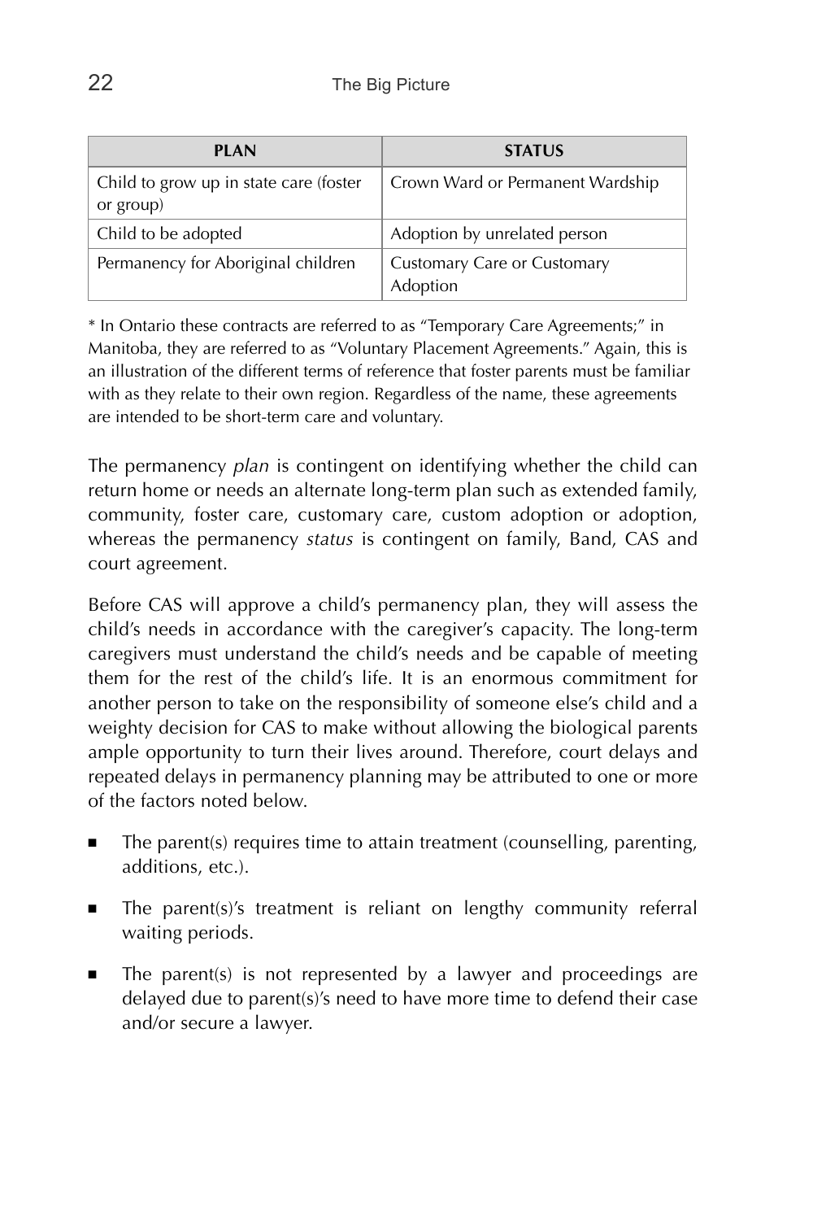| PLAN | STATUS |
|---|---|
| Child to grow up in state care (foster or group) | Crown Ward or Permanent Wardship |
| Child to be adopted | Adoption by unrelated person |
| Permanency for Aboriginal children | Customary Care or Customary Adoption |

* In Ontario these contracts are referred to as "Temporary Care Agreements;" in Manitoba, they are referred to as "Voluntary Placement Agreements." Again, this is an illustration of the different terms of reference that foster parents must be familiar with as they relate to their own region. Regardless of the name, these agreements are intended to be short-term care and voluntary.

The permanency *plan* is contingent on identifying whether the child can return home or needs an alternate long-term plan such as extended family, community, foster care, customary care, custom adoption or adoption, whereas the permanency *status* is contingent on family, Band, CAS and court agreement.

Before CAS will approve a child's permanency plan, they will assess the child's needs in accordance with the caregiver's capacity. The long-term caregivers must understand the child's needs and be capable of meeting them for the rest of the child's life. It is an enormous commitment for another person to take on the responsibility of someone else's child and a weighty decision for CAS to make without allowing the biological parents ample opportunity to turn their lives around. Therefore, court delays and repeated delays in permanency planning may be attributed to one or more of the factors noted below.

- The parent(s) requires time to attain treatment (counselling, parenting, additions, etc.).
- The parent(s)'s treatment is reliant on lengthy community referral waiting periods.
- The parent(s) is not represented by a lawyer and proceedings are delayed due to parent(s)'s need to have more time to defend their case and/or secure a lawyer.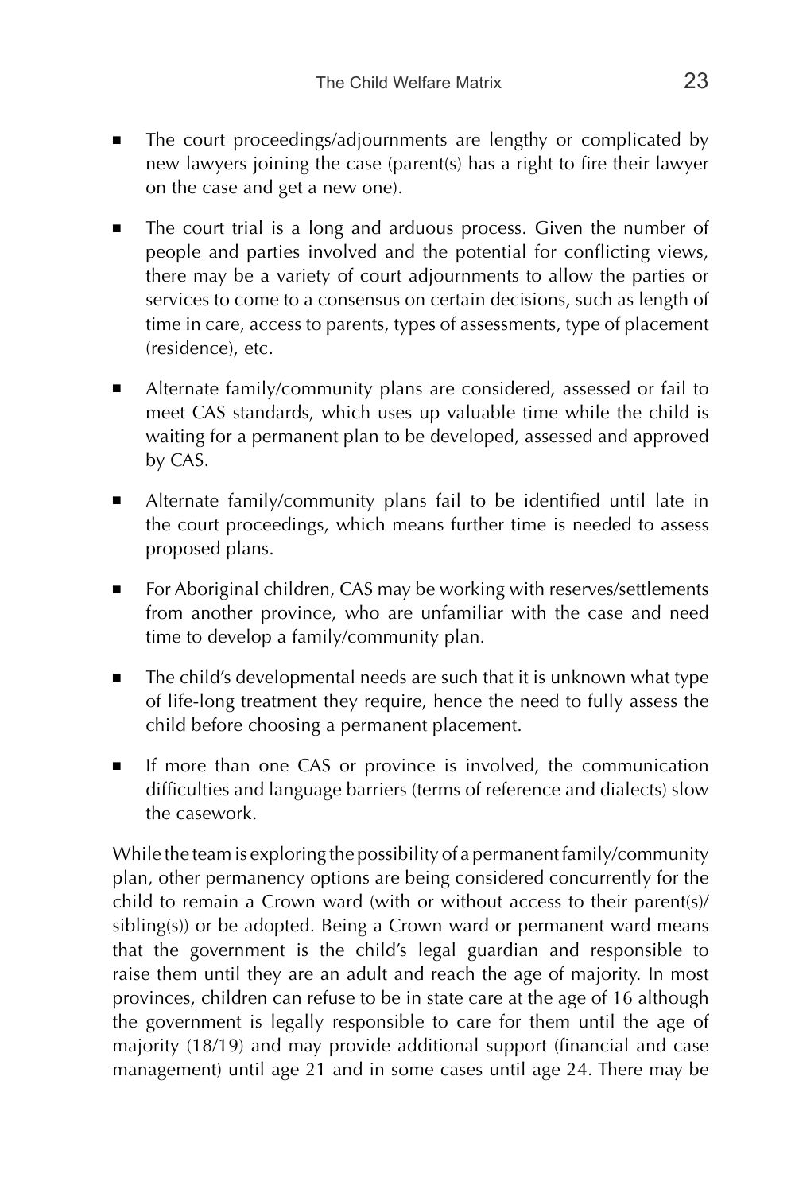- The court proceedings/adjournments are lengthy or complicated by new lawyers joining the case (parent(s) has a right to fire their lawyer on the case and get a new one).
- The court trial is a long and arduous process. Given the number of people and parties involved and the potential for conflicting views, there may be a variety of court adjournments to allow the parties or services to come to a consensus on certain decisions, such as length of time in care, access to parents, types of assessments, type of placement (residence), etc.
- Alternate family/community plans are considered, assessed or fail to meet CAS standards, which uses up valuable time while the child is waiting for a permanent plan to be developed, assessed and approved by CAS.
- Alternate family/community plans fail to be identified until late in the court proceedings, which means further time is needed to assess proposed plans.
- For Aboriginal children, CAS may be working with reserves/settlements from another province, who are unfamiliar with the case and need time to develop a family/community plan.
- The child's developmental needs are such that it is unknown what type of life-long treatment they require, hence the need to fully assess the child before choosing a permanent placement.
- If more than one CAS or province is involved, the communication difficulties and language barriers (terms of reference and dialects) slow the casework.

While the team is exploring the possibility of a permanent family/community plan, other permanency options are being considered concurrently for the child to remain a Crown ward (with or without access to their parent(s)/ sibling(s)) or be adopted. Being a Crown ward or permanent ward means that the government is the child's legal guardian and responsible to raise them until they are an adult and reach the age of majority. In most provinces, children can refuse to be in state care at the age of 16 although the government is legally responsible to care for them until the age of majority (18/19) and may provide additional support (financial and case management) until age 21 and in some cases until age 24. There may be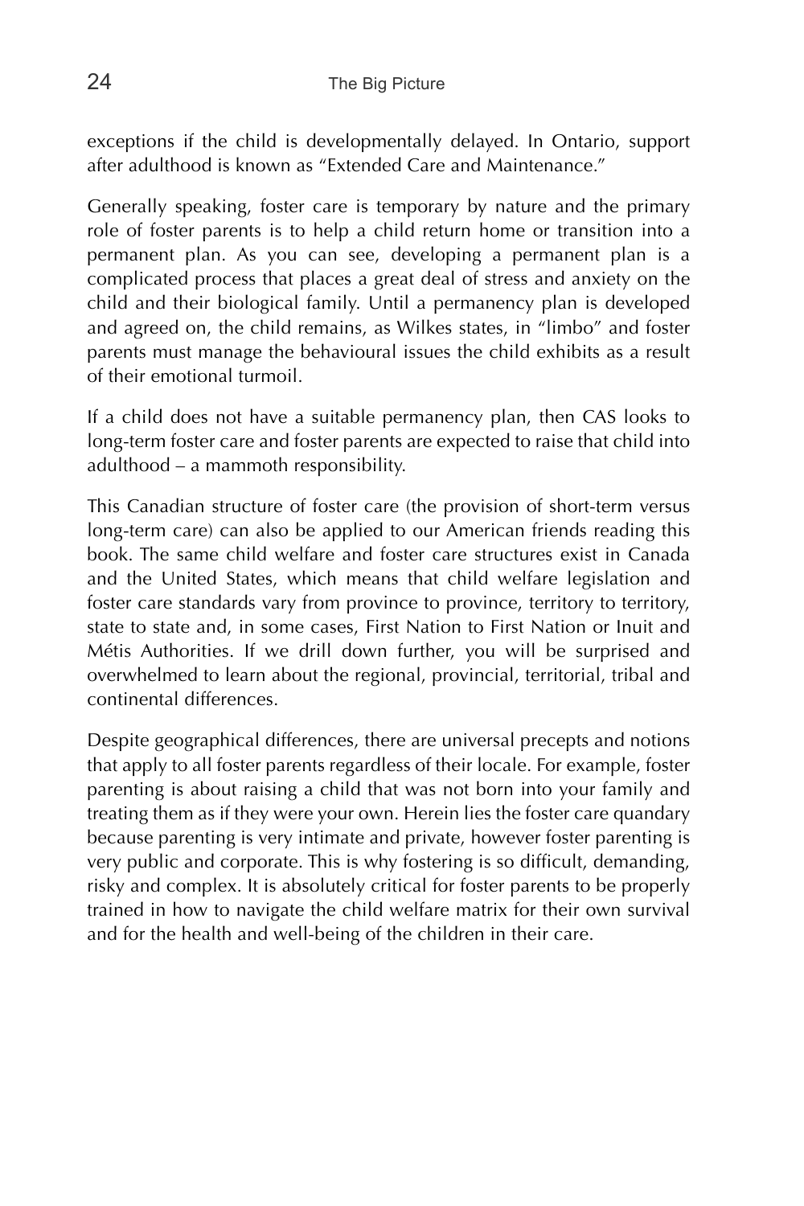exceptions if the child is developmentally delayed. In Ontario, support after adulthood is known as "Extended Care and Maintenance."

Generally speaking, foster care is temporary by nature and the primary role of foster parents is to help a child return home or transition into a permanent plan. As you can see, developing a permanent plan is a complicated process that places a great deal of stress and anxiety on the child and their biological family. Until a permanency plan is developed and agreed on, the child remains, as Wilkes states, in "limbo" and foster parents must manage the behavioural issues the child exhibits as a result of their emotional turmoil.

If a child does not have a suitable permanency plan, then CAS looks to long-term foster care and foster parents are expected to raise that child into adulthood – a mammoth responsibility.

This Canadian structure of foster care (the provision of short-term versus long-term care) can also be applied to our American friends reading this book. The same child welfare and foster care structures exist in Canada and the United States, which means that child welfare legislation and foster care standards vary from province to province, territory to territory, state to state and, in some cases, First Nation to First Nation or Inuit and Métis Authorities. If we drill down further, you will be surprised and overwhelmed to learn about the regional, provincial, territorial, tribal and continental differences.

Despite geographical differences, there are universal precepts and notions that apply to all foster parents regardless of their locale. For example, foster parenting is about raising a child that was not born into your family and treating them as if they were your own. Herein lies the foster care quandary because parenting is very intimate and private, however foster parenting is very public and corporate. This is why fostering is so difficult, demanding, risky and complex. It is absolutely critical for foster parents to be properly trained in how to navigate the child welfare matrix for their own survival and for the health and well-being of the children in their care.